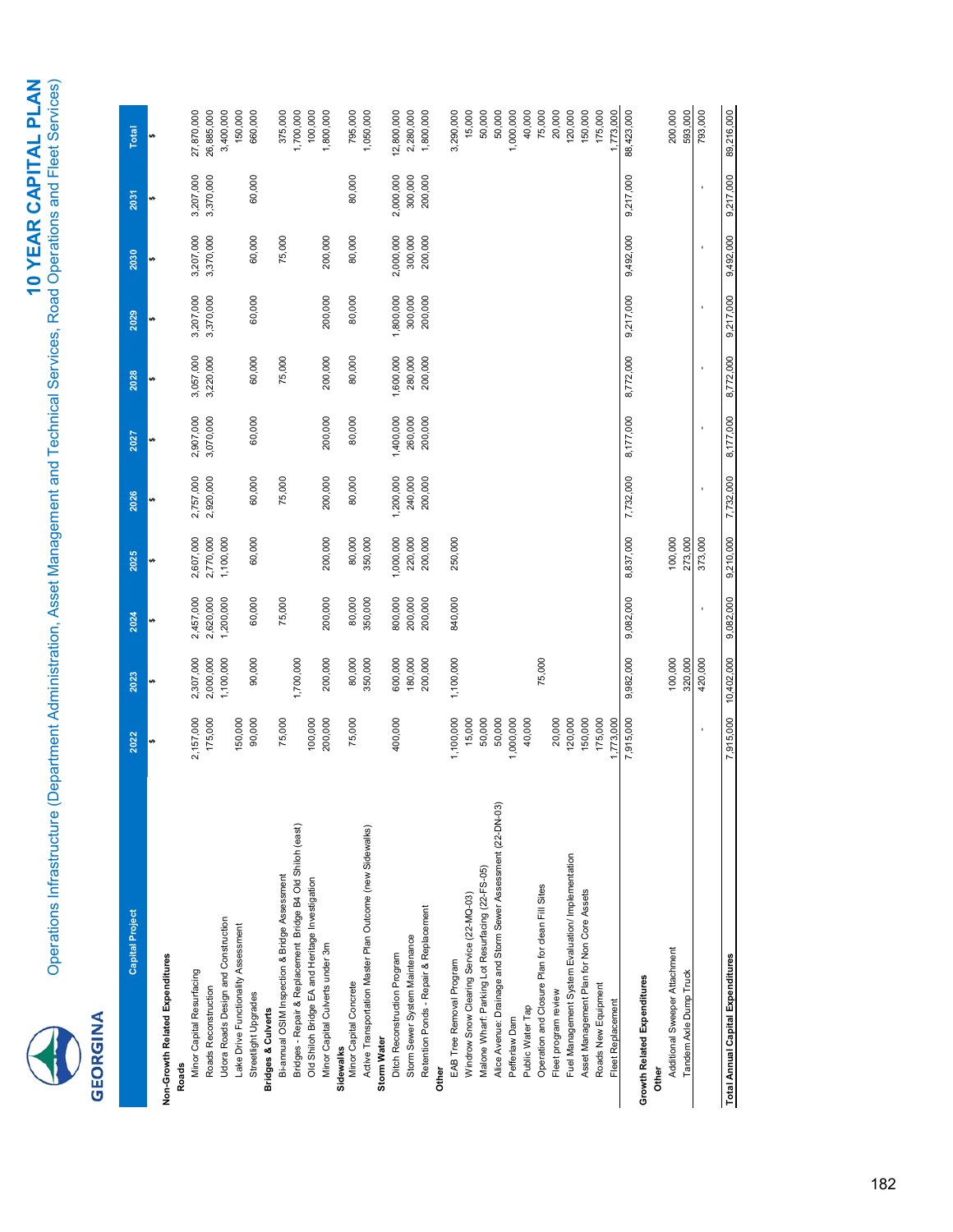GEORGINA

# 10 YEAR CAPITAL PLAN

## Operations Infrastructure (Department Administration, Asset Management and Technical Services, Road Operations and Fleet Services)

| Capital Project | 2022 | 2023 | 2024 | 2025 | 2026 | 2027 | 2028 | 2029 | 2030 | 2031 | Total |
|---|---|---|---|---|---|---|---|---|---|---|---|
| | $ | $ | $ | $ | $ | $ | $ | $ | $ | $ | $ |
| **Non-Growth Related Expenditures** | | | | | | | | | | | |
| **Roads** | | | | | | | | | | | |
| Minor Capital Resurfacing | 2,157,000 | 2,307,000 | 2,457,000 | 2,607,000 | 2,757,000 | 2,907,000 | 3,057,000 | 3,207,000 | 3,207,000 | 3,207,000 | 27,870,000 |
| Roads Reconstruction | 175,000 | 2,000,000 | 2,620,000 | 2,770,000 | 2,920,000 | 3,070,000 | 3,220,000 | 3,370,000 | 3,370,000 | 3,370,000 | 26,885,000 |
| Udora Roads Design and Construction | | 1,100,000 | 1,200,000 | 1,100,000 | | | | | | | 3,400,000 |
| Lake Drive Functionality Assessment | 150,000 | | | | | | | | | | 150,000 |
| Streetlight Upgrades | 90,000 | 90,000 | 60,000 | 60,000 | 60,000 | 60,000 | 60,000 | 60,000 | 60,000 | 60,000 | 660,000 |
| **Bridges & Culverts** | | | | | | | | | | | |
| Bi-annual OSIM Inspection & Bridge Assessment | 75,000 | | 75,000 | | 75,000 | | 75,000 | | 75,000 | | 375,000 |
| Bridges - Repair & Replacement Bridge B4 Old Shiloh (east) | | 1,700,000 | | | | | | | | | 1,700,000 |
| Old Shiloh Bridge EA and Heritage Investigation | 100,000 | | | | | | | | | | 100,000 |
| Minor Capital Culverts under 3m | 200,000 | 200,000 | 200,000 | 200,000 | 200,000 | 200,000 | 200,000 | 200,000 | 200,000 | | 1,800,000 |
| **Sidewalks** | | | | | | | | | | | |
| Minor Capital Concrete | 75,000 | 80,000 | 80,000 | 80,000 | 80,000 | 80,000 | 80,000 | 80,000 | 80,000 | 80,000 | 795,000 |
| Active Transportation Master Plan Outcome (new Sidewalks) | | 350,000 | 350,000 | 350,000 | | | | | | | 1,050,000 |
| **Storm Water** | | | | | | | | | | | |
| Ditch Reconstruction Program | 400,000 | 600,000 | 800,000 | 1,000,000 | 1,200,000 | 1,400,000 | 1,600,000 | 1,800,000 | 2,000,000 | 2,000,000 | 12,800,000 |
| Storm Sewer System Maintenance | | 180,000 | 200,000 | 220,000 | 240,000 | 260,000 | 280,000 | 300,000 | 300,000 | 300,000 | 2,280,000 |
| Retention Ponds - Repair & Replacement | | 200,000 | 200,000 | 200,000 | 200,000 | 200,000 | 200,000 | 200,000 | 200,000 | 200,000 | 1,800,000 |
| **Other** | | | | | | | | | | | |
| EAB Tree Removal Program | 1,100,000 | 1,100,000 | 840,000 | 250,000 | | | | | | | 3,290,000 |
| Windrow Snow Clearing Service (22-MO-03) | 15,000 | | | | | | | | | | 15,000 |
| Malone Wharf: Parking Lot Resurfacing (22-FS-05) | 50,000 | | | | | | | | | | 50,000 |
| Alice Avenue: Drainage and Storm Sewer Assessment (22-DN-03) | 50,000 | | | | | | | | | | 50,000 |
| Pefferlaw Dam | 1,000,000 | | | | | | | | | | 1,000,000 |
| Public Water Tap | 40,000 | | | | | | | | | | 40,000 |
| Operation and Closure Plan for clean Fill Sites | | 75,000 | | | | | | | | | 75,000 |
| Fleet program review | 20,000 | | | | | | | | | | 20,000 |
| Fuel Management System Evaluation/ Implementation | 120,000 | | | | | | | | | | 120,000 |
| Asset Management Plan for Non Core Assets | 150,000 | | | | | | | | | | 150,000 |
| Roads New Equipment | 175,000 | | | | | | | | | | 175,000 |
| Fleet Replacement | 1,773,000 | | | | | | | | | | 1,773,000 |
| | 7,915,000 | 9,982,000 | 9,082,000 | 8,837,000 | 7,732,000 | 8,177,000 | 8,772,000 | 9,217,000 | 9,492,000 | 9,217,000 | 88,423,000 |
| **Growth Related Expenditures** | | | | | | | | | | | |
| **Other** | | | | | | | | | | | |
| Additional Sweeper Attachment | | 100,000 | | 100,000 | | | | | | | 200,000 |
| Tandem Axle Dump Truck | | 320,000 | | 273,000 | | | | | | | 593,000 |
| | - | 420,000 | - | 373,000 | - | - | - | - | - | - | 793,000 |
| **Total Annual Capital Expenditures** | 7,915,000 | 10,402,000 | 9,082,000 | 9,210,000 | 7,732,000 | 8,177,000 | 8,772,000 | 9,217,000 | 9,492,000 | 9,217,000 | 89,216,000 |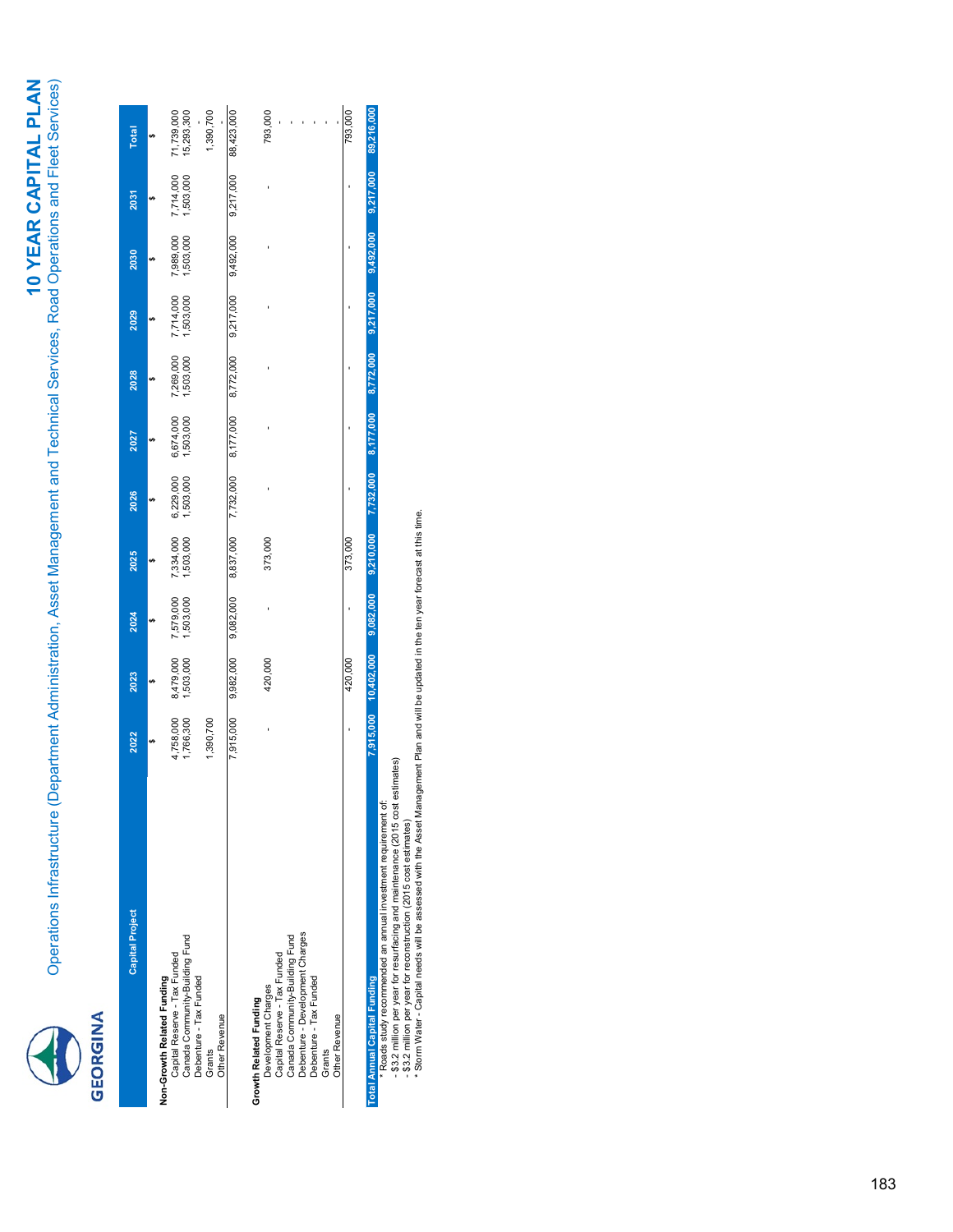# 10 YEAR CAPITAL PLAN

## Operations Infrastructure (Department Administration, Asset Management and Technical Services, Road Operations and Fleet Services)

| Capital Project | 2022 | 2023 | 2024 | 2025 | 2026 | 2027 | 2028 | 2029 | 2030 | 2031 | Total |
|---|---|---|---|---|---|---|---|---|---|---|---|
| | $ | $ | $ | $ | $ | $ | $ | $ | $ | $ | $ |
| **Non-Growth Related Funding** | | | | | | | | | | | |
| Capital Reserve - Tax Funded | 4,758,000 | 8,479,000 | 7,579,000 | 7,334,000 | 6,229,000 | 6,674,000 | 7,269,000 | 7,714,000 | 7,989,000 | 7,714,000 | 71,739,000 |
| Canada Community-Building Fund | 1,766,300 | 1,503,000 | 1,503,000 | 1,503,000 | 1,503,000 | 1,503,000 | 1,503,000 | 1,503,000 | 1,503,000 | 1,503,000 | 15,293,300 |
| Debenture - Tax Funded | | | | | | | | | | | - |
| Grants | 1,390,700 | | | | | | | | | | 1,390,700 |
| Other Revenue | | | | | | | | | | | - |
| | 7,915,000 | 9,982,000 | 9,082,000 | 8,837,000 | 7,732,000 | 8,177,000 | 8,772,000 | 9,217,000 | 9,492,000 | 9,217,000 | 88,423,000 |
| **Growth Related Funding** | | | | | | | | | | | |
| Development Charges | - | 420,000 | - | 373,000 | - | - | - | - | - | - | 793,000 |
| Capital Reserve - Tax Funded | | | | | | | | | | | - |
| Canada Community-Building Fund | | | | | | | | | | | - |
| Debenture - Development Charges | | | | | | | | | | | - |
| Debenture - Tax Funded | | | | | | | | | | | - |
| Grants | | | | | | | | | | | - |
| Other Revenue | | | | | | | | | | | - |
| | - | 420,000 | - | 373,000 | - | - | - | - | - | - | 793,000 |
| **Total Annual Capital Funding** | 7,915,000 | 10,402,000 | 9,082,000 | 9,210,000 | 7,732,000 | 8,177,000 | 8,772,000 | 9,217,000 | 9,492,000 | 9,217,000 | 89,216,000 |

\* Roads study recommended an annual investment requirement of:
- $3.2 million per year for resurfacing and maintenance (2015 cost estimates)
- $3.2 million per year for reconstruction (2015 cost estimates)

\* Storm Water - Capital needs will be assessed with the Asset Management Plan and will be updated in the ten year forecast at this time.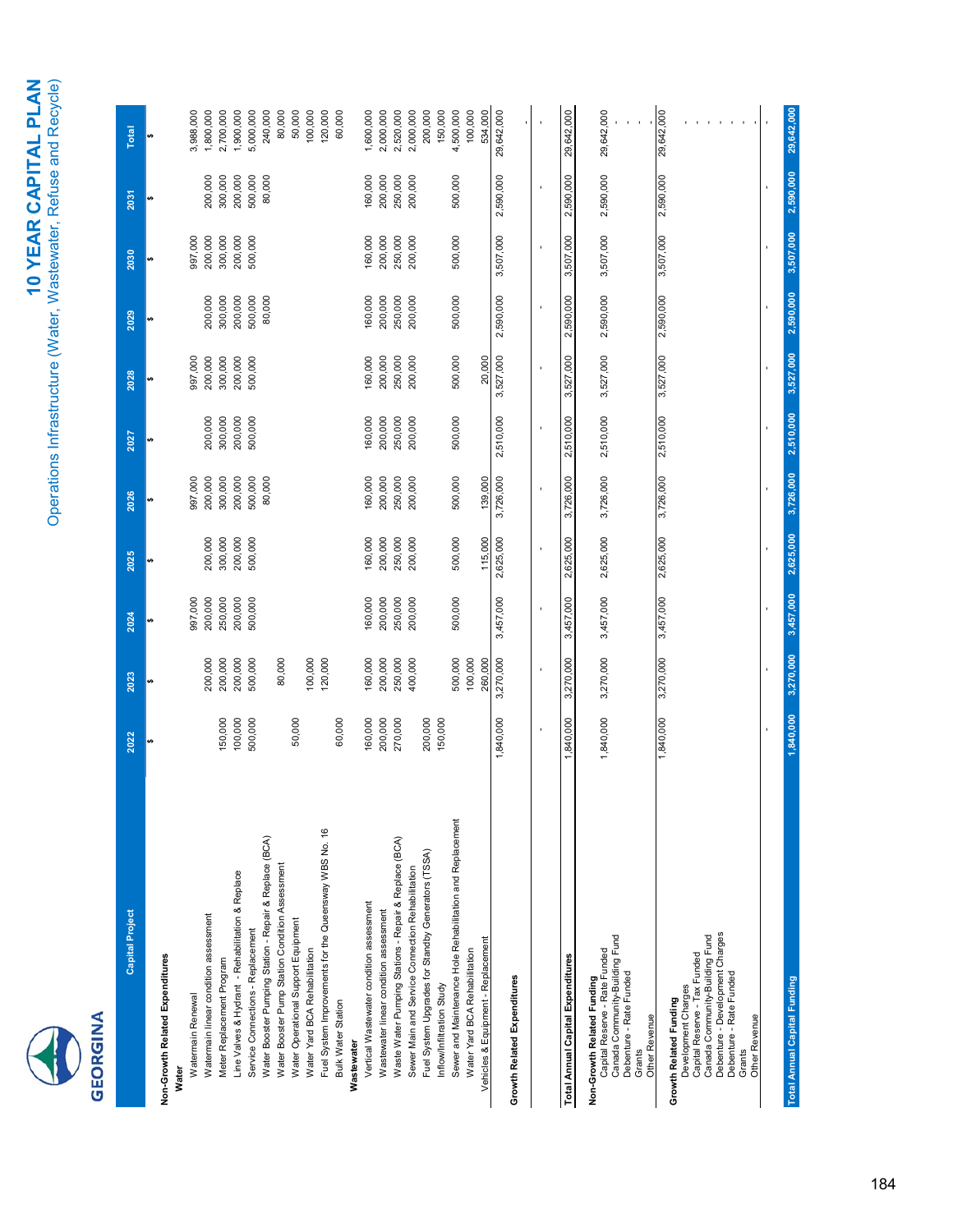# 10 YEAR CAPITAL PLAN

## Operations Infrastructure (Water, Wastewater, Refuse and Recycle)

| Capital Project | 2022 | 2023 | 2024 | 2025 | 2026 | 2027 | 2028 | 2029 | 2030 | 2031 | Total |
|---|---|---|---|---|---|---|---|---|---|---|---|
| | $ | $ | $ | $ | $ | $ | $ | $ | $ | $ | $ |
| **Non-Growth Related Expenditures** | | | | | | | | | | | |
| **Water** | | | | | | | | | | | |
| Watermain Renewal | | | 997,000 | | 997,000 | | 997,000 | | 997,000 | | 3,988,000 |
| Watermain linear condition assessment | | 200,000 | 200,000 | 200,000 | 200,000 | 200,000 | 200,000 | 200,000 | 200,000 | 200,000 | 1,800,000 |
| Meter Replacement Program | 150,000 | 200,000 | 250,000 | 300,000 | 300,000 | 300,000 | 300,000 | 300,000 | 300,000 | 300,000 | 2,700,000 |
| Line Valves & Hydrant - Rehabilitation & Replace | 100,000 | 200,000 | 200,000 | 200,000 | 200,000 | 200,000 | 200,000 | 200,000 | 200,000 | 200,000 | 1,900,000 |
| Service Connections - Replacement | 500,000 | 500,000 | 500,000 | 500,000 | 500,000 | 500,000 | 500,000 | 500,000 | 500,000 | 500,000 | 5,000,000 |
| Water Booster Pumping Station - Repair & Replace (BCA) | | | | | 80,000 | | | 80,000 | | 80,000 | 240,000 |
| Water Booster Pump Station Condition Assessment | | 80,000 | | | | | | | | | 80,000 |
| Water Operational Support Equipment | 50,000 | | | | | | | | | | 50,000 |
| Water Yard BCA Rehabilitation | | 100,000 | | | | | | | | | 100,000 |
| Fuel System Improvements for the Queensway WBS No. 16 | | 120,000 | | | | | | | | | 120,000 |
| Bulk Water Station | 60,000 | | | | | | | | | | 60,000 |
| **Wastewater** | | | | | | | | | | | |
| Vertical Wastewater condition assessment | 160,000 | 160,000 | 160,000 | 160,000 | 160,000 | 160,000 | 160,000 | 160,000 | 160,000 | 160,000 | 1,600,000 |
| Wastewater linear condition assessment | 200,000 | 200,000 | 200,000 | 200,000 | 200,000 | 200,000 | 200,000 | 200,000 | 200,000 | 200,000 | 2,000,000 |
| Waste Water Pumping Stations - Repair & Replace (BCA) | 270,000 | 250,000 | 250,000 | 250,000 | 250,000 | 250,000 | 250,000 | 250,000 | 250,000 | 250,000 | 2,520,000 |
| Sewer Main and Service Connection Rehabilitation | | 400,000 | 200,000 | 200,000 | 200,000 | 200,000 | 200,000 | 200,000 | 200,000 | 200,000 | 2,000,000 |
| Fuel System Upgrades for Standby Generators (TSSA) | 200,000 | | | | | | | | | | 200,000 |
| Inflow/Infiltration Study | 150,000 | | | | | | | | | | 150,000 |
| Sewer and Maintenance Hole Rehabilitation and Replacement | | 500,000 | 500,000 | 500,000 | 500,000 | 500,000 | 500,000 | 500,000 | 500,000 | 500,000 | 4,500,000 |
| Water Yard BCA Rehabilitation | | 100,000 | | | | | | | | | 100,000 |
| Vehicles & Equipment - Replacement | | 260,000 | | 115,000 | 139,000 | | 20,000 | | | | 534,000 |
| | 1,840,000 | 3,270,000 | 3,457,000 | 2,625,000 | 3,726,000 | 2,510,000 | 3,527,000 | 2,590,000 | 3,507,000 | 2,590,000 | 29,642,000 |
| **Growth Related Expenditures** | - | - | - | - | - | - | - | - | - | - | - |
| | | | | | | | | | | | - |
| **Total Annual Capital Expenditures** | 1,840,000 | 3,270,000 | 3,457,000 | 2,625,000 | 3,726,000 | 2,510,000 | 3,527,000 | 2,590,000 | 3,507,000 | 2,590,000 | 29,642,000 |
| **Non-Growth Related Funding** | | | | | | | | | | | |
| Capital Reserve - Rate Funded | 1,840,000 | 3,270,000 | 3,457,000 | 2,625,000 | 3,726,000 | 2,510,000 | 3,527,000 | 2,590,000 | 3,507,000 | 2,590,000 | 29,642,000 |
| Canada Community-Building Fund | | | | | | | | | | | - |
| Debenture - Rate Funded | | | | | | | | | | | - |
| Grants | | | | | | | | | | | - |
| Other Revenue | | | | | | | | | | | - |
| | 1,840,000 | 3,270,000 | 3,457,000 | 2,625,000 | 3,726,000 | 2,510,000 | 3,527,000 | 2,590,000 | 3,507,000 | 2,590,000 | 29,642,000 |
| **Growth Related Funding** | | | | | | | | | | | |
| Development Charges | | | | | | | | | | | - |
| Capital Reserve - Tax Funded | | | | | | | | | | | - |
| Canada Community-Building Fund | | | | | | | | | | | - |
| Debenture - Development Charges | | | | | | | | | | | - |
| Debenture - Rate Funded | | | | | | | | | | | - |
| Grants | | | | | | | | | | | - |
| Other Revenue | | | | | | | | | | | - |
| | - | - | - | - | - | - | - | - | - | - | - |
| **Total Annual Capital Funding** | 1,840,000 | 3,270,000 | 3,457,000 | 2,625,000 | 3,726,000 | 2,510,000 | 3,527,000 | 2,590,000 | 3,507,000 | 2,590,000 | 29,642,000 |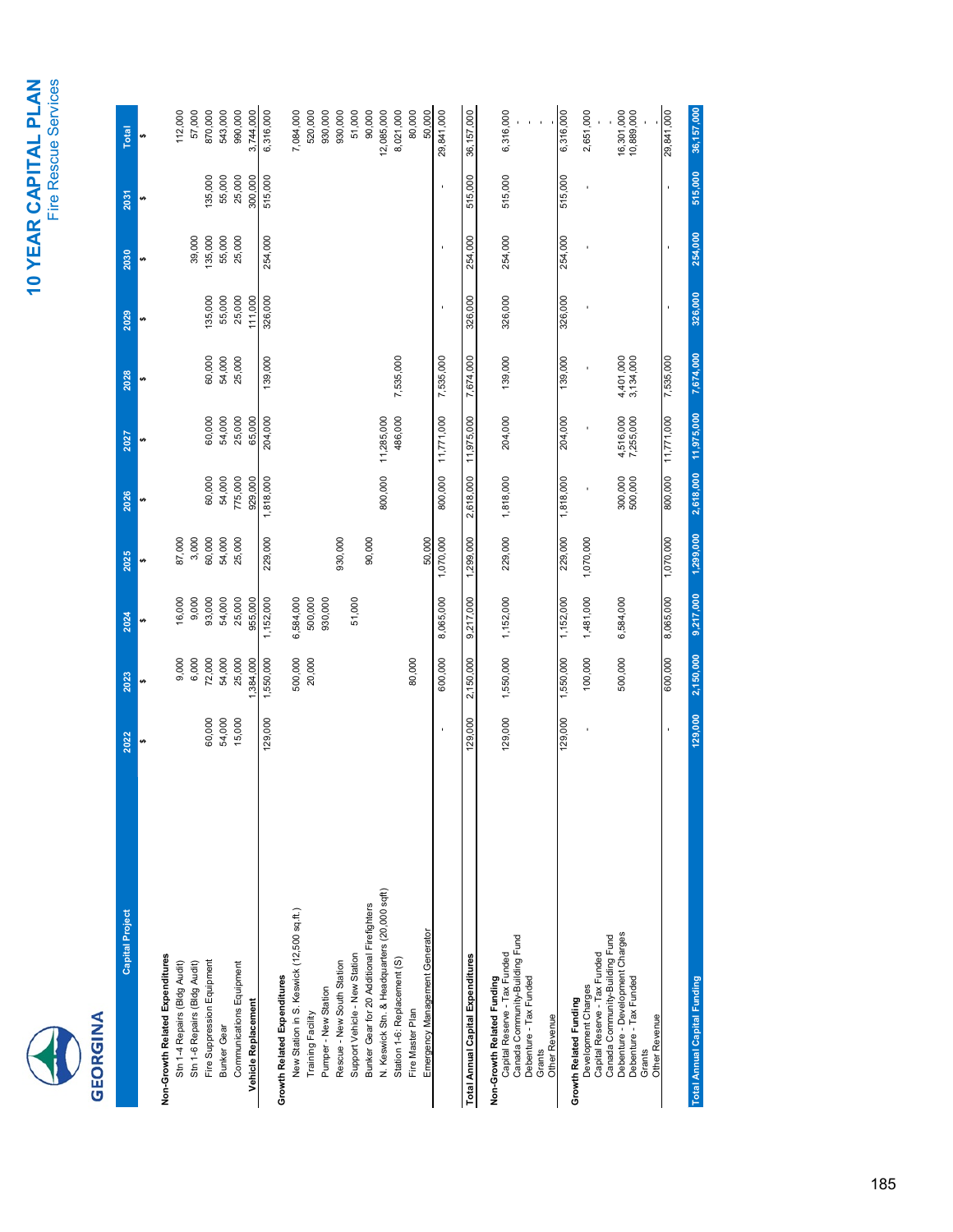# 10 YEAR CAPITAL PLAN
## Fire Rescue Services

GEORGINA

| Capital Project | 2022 $ | 2023 $ | 2024 $ | 2025 $ | 2026 $ | 2027 $ | 2028 $ | 2029 $ | 2030 $ | 2031 $ | Total $ |
|---|---|---|---|---|---|---|---|---|---|---|---|
| **Non-Growth Related Expenditures** | | | | | | | | | | | |
| Stn 1-4 Repairs (Bldg Audit) | | 9,000 | 16,000 | 87,000 | | | | | | | 112,000 |
| Stn 1-6 Repairs (Bldg Audit) | | 6,000 | 9,000 | 3,000 | | | | | 39,000 | | 57,000 |
| Fire Suppression Equipment | 60,000 | 72,000 | 93,000 | 60,000 | 60,000 | 60,000 | 60,000 | 135,000 | 135,000 | 135,000 | 870,000 |
| Bunker Gear | 54,000 | 54,000 | 54,000 | 54,000 | 54,000 | 54,000 | 54,000 | 55,000 | 55,000 | 55,000 | 543,000 |
| Communications Equipment | 15,000 | 25,000 | 25,000 | 25,000 | 775,000 | 25,000 | 25,000 | 25,000 | 25,000 | 25,000 | 990,000 |
| **Vehicle Replacement** | | 1,384,000 | 955,000 | | 929,000 | 65,000 | | 111,000 | | 300,000 | 3,744,000 |
| | 129,000 | 1,550,000 | 1,152,000 | 229,000 | 1,818,000 | 204,000 | 139,000 | 326,000 | 254,000 | 515,000 | 6,316,000 |
| **Growth Related Expenditures** | | | | | | | | | | | |
| New Station in S. Keswick (12,500 sq.ft.) | | 500,000 | 6,584,000 | | | | | | | | 7,084,000 |
| Training Facility | | 20,000 | 500,000 | | | | | | | | 520,000 |
| Pumper - New Station | | | 930,000 | | | | | | | | 930,000 |
| Rescue - New South Station | | | | 930,000 | | | | | | | 930,000 |
| Support Vehicle - New Station | | | 51,000 | | | | | | | | 51,000 |
| Bunker Gear for 20 Additional Firefighters | | | | 90,000 | | | | | | | 90,000 |
| N. Keswick Stn. & Headquarters (20,000 sqft) | | | | | 800,000 | 11,285,000 | | | | | 12,085,000 |
| Station 1-6: Replacement (S) | | | | | | 486,000 | 7,535,000 | | | | 8,021,000 |
| Fire Master Plan | | 80,000 | | | | | | | | | 80,000 |
| Emergency Management Generator | | | | 50,000 | | | | | | | 50,000 |
| | - | 600,000 | 8,065,000 | 1,070,000 | 800,000 | 11,771,000 | 7,535,000 | - | - | - | 29,841,000 |
| **Total Annual Capital Expenditures** | 129,000 | 2,150,000 | 9,217,000 | 1,299,000 | 2,618,000 | 11,975,000 | 7,674,000 | 326,000 | 254,000 | 515,000 | 36,157,000 |
| **Non-Growth Related Funding** | | | | | | | | | | | |
| Capital Reserve - Tax Funded | 129,000 | 1,550,000 | 1,152,000 | 229,000 | 1,818,000 | 204,000 | 139,000 | 326,000 | 254,000 | 515,000 | 6,316,000 |
| Canada Community-Building Fund | | | | | | | | | | | - |
| Debenture - Tax Funded | | | | | | | | | | | - |
| Grants | | | | | | | | | | | - |
| Other Revenue | | | | | | | | | | | - |
| | 129,000 | 1,550,000 | 1,152,000 | 229,000 | 1,818,000 | 204,000 | 139,000 | 326,000 | 254,000 | 515,000 | 6,316,000 |
| **Growth Related Funding** | | | | | | | | | | | |
| Development Charges | - | 100,000 | 1,481,000 | 1,070,000 | - | - | - | - | - | - | 2,651,000 |
| Capital Reserve - Tax Funded | | | | | | | | | | | - |
| Canada Community-Building Fund | | | | | | | | | | | - |
| Debenture - Development Charges | | 500,000 | 6,584,000 | | 300,000 | 4,516,000 | 4,401,000 | | | | 16,301,000 |
| Debenture - Tax Funded | | | | | 500,000 | 7,255,000 | 3,134,000 | | | | 10,889,000 |
| Grants | | | | | | | | | | | - |
| Other Revenue | | | | | | | | | | | - |
| | - | 600,000 | 8,065,000 | 1,070,000 | 800,000 | 11,771,000 | 7,535,000 | - | - | - | 29,841,000 |
| **Total Annual Capital Funding** | 129,000 | 2,150,000 | 9,217,000 | 1,299,000 | 2,618,000 | 11,975,000 | 7,674,000 | 326,000 | 254,000 | 515,000 | 36,157,000 |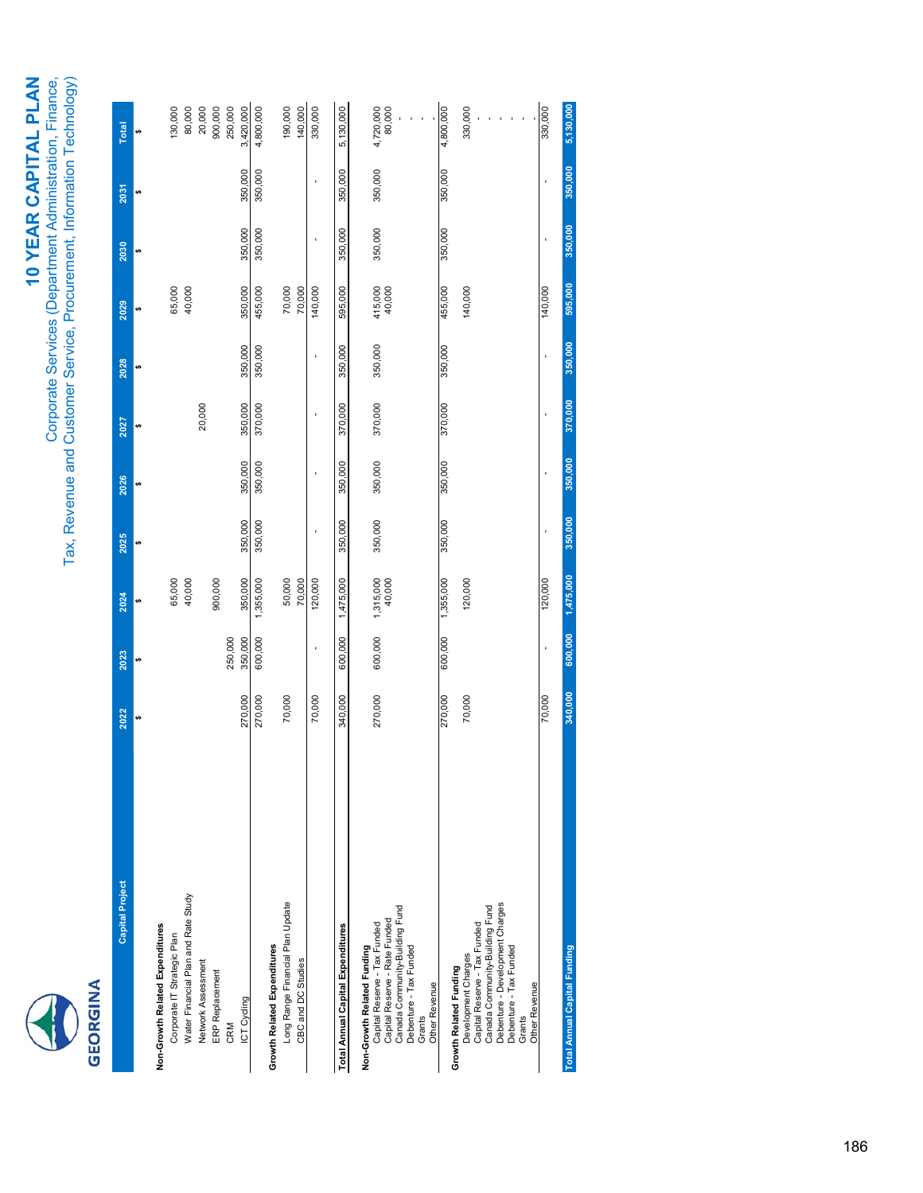# 10 YEAR CAPITAL PLAN

## Corporate Services (Department Administration, Finance, Tax, Revenue and Customer Service, Procurement, Information Technology)

GEORGINA

| Capital Project | 2022 | 2023 | 2024 | 2025 | 2026 | 2027 | 2028 | 2029 | 2030 | 2031 | Total |
|---|---|---|---|---|---|---|---|---|---|---|---|
| | $ | $ | $ | $ | $ | $ | $ | $ | $ | $ | $ |
| **Non-Growth Related Expenditures** | | | | | | | | | | | |
| Corporate IT Strategic Plan | | | 65,000 | | | | | 65,000 | | | 130,000 |
| Water Financial Plan and Rate Study | | | 40,000 | | | | | 40,000 | | | 80,000 |
| Network Assessment | | | | | | 20,000 | | | | | 20,000 |
| ERP Replacement | | | 900,000 | | | | | | | | 900,000 |
| CRM | | 250,000 | | | | | | | | | 250,000 |
| ICT Cycling | 270,000 | 350,000 | 350,000 | 350,000 | 350,000 | 350,000 | 350,000 | 350,000 | 350,000 | 350,000 | 3,420,000 |
| | 270,000 | 600,000 | 1,355,000 | 350,000 | 350,000 | 370,000 | 350,000 | 455,000 | 350,000 | 350,000 | 4,800,000 |
| **Growth Related Expenditures** | | | | | | | | | | | |
| Long Range Financial Plan Update | 70,000 | | 50,000 | | | | | 70,000 | | | 190,000 |
| CBC and DC Studies | | | 70,000 | | | | | 70,000 | | | 140,000 |
| | 70,000 | - | 120,000 | - | - | - | - | 140,000 | - | - | 330,000 |
| **Total Annual Capital Expenditures** | 340,000 | 600,000 | 1,475,000 | 350,000 | 350,000 | 370,000 | 350,000 | 595,000 | 350,000 | 350,000 | 5,130,000 |
| **Non-Growth Related Funding** | | | | | | | | | | | |
| Capital Reserve - Tax Funded | 270,000 | 600,000 | 1,315,000 | 350,000 | 350,000 | 370,000 | 350,000 | 415,000 | 350,000 | 350,000 | 4,720,000 |
| Capital Reserve - Rate Funded | | | 40,000 | | | | | 40,000 | | | 80,000 |
| Canada Community-Building Fund | | | | | | | | | | | - |
| Debenture - Tax Funded | | | | | | | | | | | - |
| Grants | | | | | | | | | | | - |
| Other Revenue | | | | | | | | | | | - |
| | 270,000 | 600,000 | 1,355,000 | 350,000 | 350,000 | 370,000 | 350,000 | 455,000 | 350,000 | 350,000 | 4,800,000 |
| **Growth Related Funding** | | | | | | | | | | | |
| Development Charges | 70,000 | | 120,000 | | | | | 140,000 | | | 330,000 |
| Capital Reserve - Tax Funded | | | | | | | | | | | - |
| Canada Community-Building Fund | | | | | | | | | | | - |
| Debenture - Development Charges | | | | | | | | | | | - |
| Debenture - Tax Funded | | | | | | | | | | | - |
| Grants | | | | | | | | | | | - |
| Other Revenue | | | | | | | | | | | - |
| | 70,000 | - | 120,000 | - | - | - | - | 140,000 | - | - | 330,000 |
| **Total Annual Capital Funding** | 340,000 | 600,000 | 1,475,000 | 350,000 | 350,000 | 370,000 | 350,000 | 595,000 | 350,000 | 350,000 | 5,130,000 |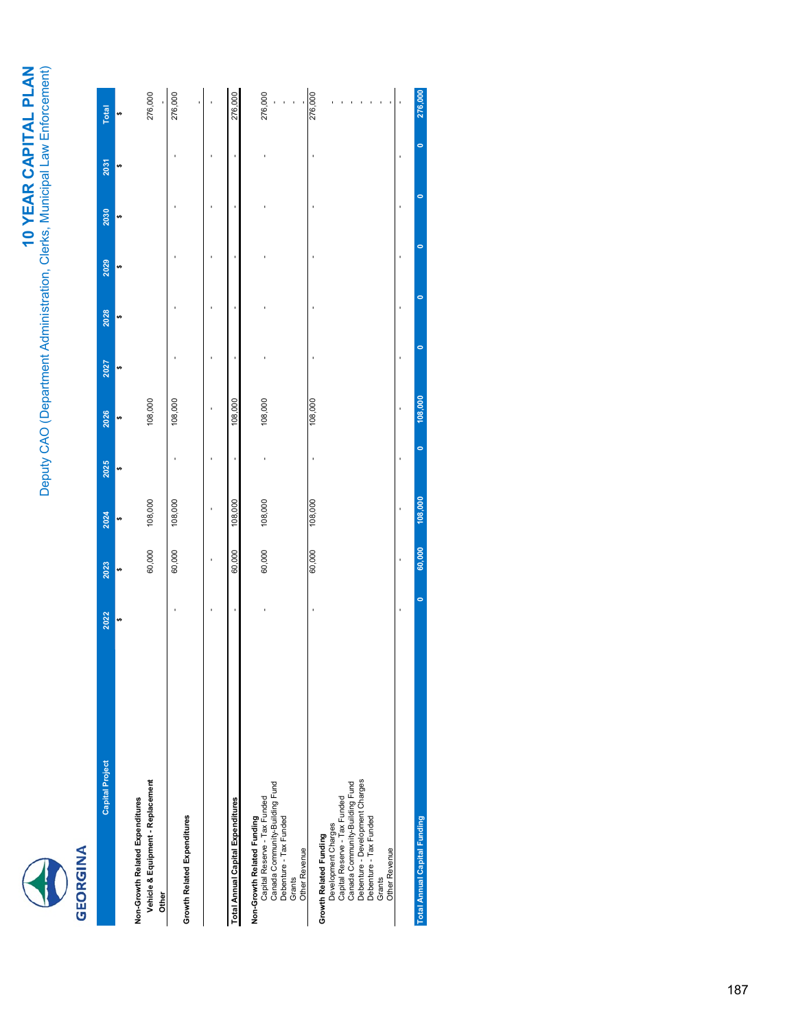# 10 YEAR CAPITAL PLAN

## Deputy CAO (Department Administration, Clerks, Municipal Law Enforcement)

GEORGINA

| Capital Project | 2022 | 2023 | 2024 | 2025 | 2026 | 2027 | 2028 | 2029 | 2030 | 2031 | Total |
|---|---|---|---|---|---|---|---|---|---|---|---|
| | $ | $ | $ | $ | $ | $ | $ | $ | $ | $ | $ |
| **Non-Growth Related Expenditures** | | | | | | | | | | | |
| **Vehicle & Equipment - Replacement** | | 60,000 | 108,000 | | 108,000 | | | | | | 276,000 |
| **Other** | | | | | | | | | | | - |
| | - | 60,000 | 108,000 | - | 108,000 | - | - | - | - | - | 276,000 |
| **Growth Related Expenditures** | | | | | | | | | | | |
| | | | | | | | | | | | - |
| | - | - | - | - | - | - | - | - | - | - | - |
| **Total Annual Capital Expenditures** | - | 60,000 | 108,000 | - | 108,000 | - | - | - | - | - | 276,000 |
| **Non-Growth Related Funding** | | | | | | | | | | | |
| Capital Reserve - Tax Funded | - | 60,000 | 108,000 | - | 108,000 | - | - | - | - | - | 276,000 |
| Canada Community-Building Fund | | | | | | | | | | | - |
| Debenture - Tax Funded | | | | | | | | | | | - |
| Grants | | | | | | | | | | | - |
| Other Revenue | | | | | | | | | | | - |
| | - | 60,000 | 108,000 | - | 108,000 | - | - | - | - | - | 276,000 |
| **Growth Related Funding** | | | | | | | | | | | |
| Development Charges | | | | | | | | | | | - |
| Capital Reserve - Tax Funded | | | | | | | | | | | - |
| Canada Community-Building Fund | | | | | | | | | | | - |
| Debenture - Development Charges | | | | | | | | | | | - |
| Debenture - Tax Funded | | | | | | | | | | | - |
| Grants | | | | | | | | | | | - |
| Other Revenue | | | | | | | | | | | - |
| | - | - | - | - | - | - | - | - | - | - | - |
| **Total Annual Capital Funding** | 0 | 60,000 | 108,000 | 0 | 108,000 | 0 | 0 | 0 | 0 | 0 | 276,000 |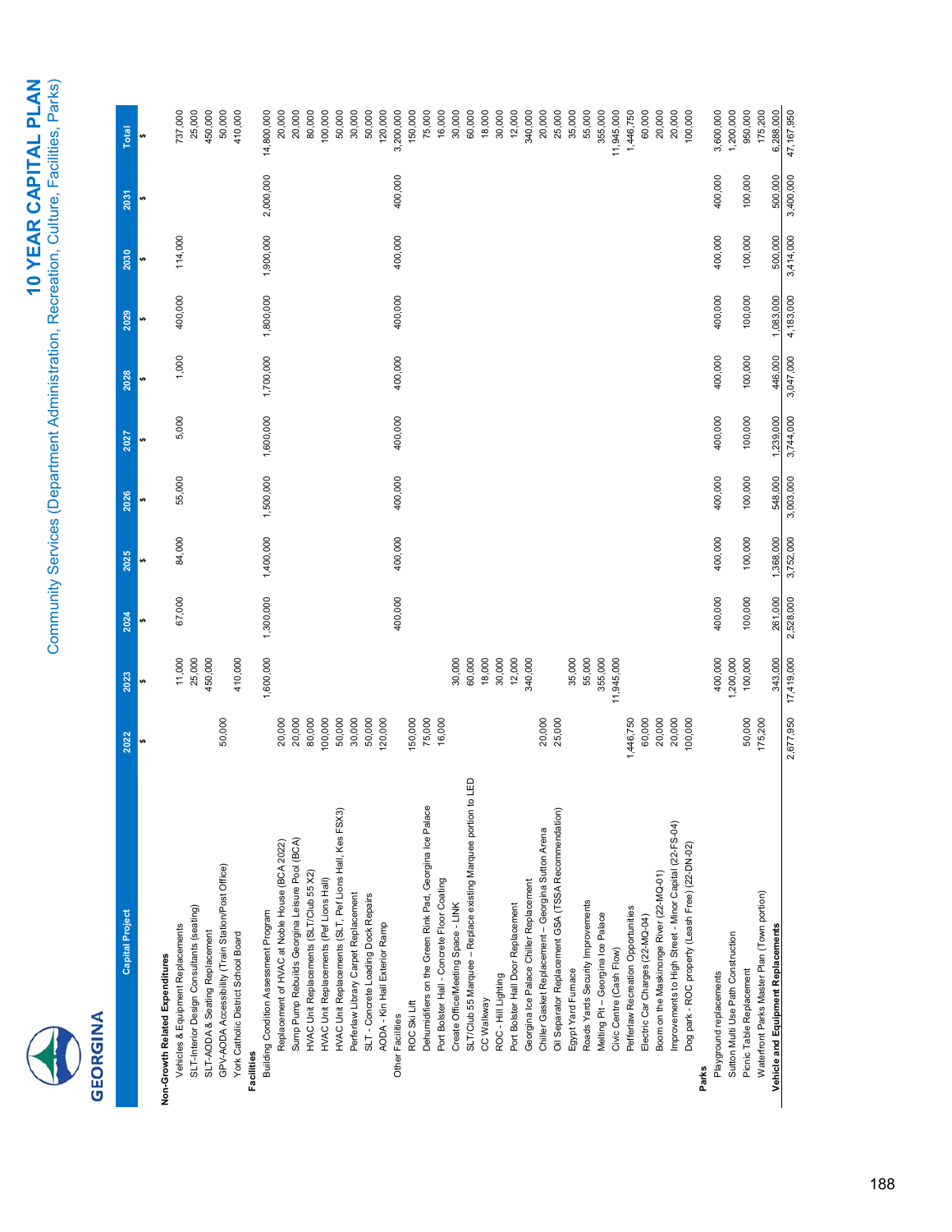# 10 YEAR CAPITAL PLAN

## Community Services (Department Administration, Recreation, Culture, Facilities, Parks)

| Capital Project | 2022 | 2023 | 2024 | 2025 | 2026 | 2027 | 2028 | 2029 | 2030 | 2031 | Total |
|---|---|---|---|---|---|---|---|---|---|---|---|
| | $ | $ | $ | $ | $ | $ | $ | $ | $ | $ | $ |
| **Non-Growth Related Expenditures** | | | | | | | | | | | |
| Vehicles & Equipment Replacements | | 11,000 | 67,000 | 84,000 | 55,000 | 5,000 | 1,000 | 400,000 | 114,000 | | 737,000 |
| SLT-Interior Design Consultants (seating) | | 25,000 | | | | | | | | | 25,000 |
| SLT-AODA & Seating Replacement | | 450,000 | | | | | | | | | 450,000 |
| GPV-AODA Accessibility (Train Station/Post Office) | 50,000 | | | | | | | | | | 50,000 |
| York Catholic District School Board | | 410,000 | | | | | | | | | 410,000 |
| **Facilities** | | | | | | | | | | | |
| Building Condition Assessment Program | | 1,600,000 | 1,300,000 | 1,400,000 | 1,500,000 | 1,600,000 | 1,700,000 | 1,800,000 | 1,900,000 | 2,000,000 | 14,800,000 |
| Replacement of HVAC at Noble House (BCA 2022) | 20,000 | | | | | | | | | | 20,000 |
| Sump Pump Rebuilds Georgina Leisure Pool (BCA) | 20,000 | | | | | | | | | | 20,000 |
| HVAC Unit Replacements (SLT/Club 55 X2) | 80,000 | | | | | | | | | | 80,000 |
| HVAC Unit Replacements (Pef Lions Hall) | 100,000 | | | | | | | | | | 100,000 |
| HVAC Unit Replacements (SLT, Pef Lions Hall, Kes FSX3) | 50,000 | | | | | | | | | | 50,000 |
| Pefferlaw Library Carpet Replacement | 30,000 | | | | | | | | | | 30,000 |
| SLT - Concrete Loading Dock Repairs | 50,000 | | | | | | | | | | 50,000 |
| AODA - Kin Hall Exterior Ramp | 120,000 | | | | | | | | | | 120,000 |
| Other Facilities | | | 400,000 | 400,000 | 400,000 | 400,000 | 400,000 | 400,000 | 400,000 | 400,000 | 3,200,000 |
| ROC Ski Lift | 150,000 | | | | | | | | | | 150,000 |
| Dehumidifiers on the Green Rink Pad, Georgina Ice Palace | 75,000 | | | | | | | | | | 75,000 |
| Port Bolster Hall - Concrete Floor Coating | 16,000 | | | | | | | | | | 16,000 |
| Create Office/Meeting Space - LINK | | 30,000 | | | | | | | | | 30,000 |
| SLT/Club 55 Marquee – Replace existing Marquee portion to LED | | 60,000 | | | | | | | | | 60,000 |
| CC Walkway | | 18,000 | | | | | | | | | 18,000 |
| ROC - Hill Lighting | | 30,000 | | | | | | | | | 30,000 |
| Port Bolster Hall Door Replacement | | 12,000 | | | | | | | | | 12,000 |
| Georgina Ice Palace Chiller Replacement | | 340,000 | | | | | | | | | 340,000 |
| Chiller Gasket Replacement – Georgina Sutton Arena | 20,000 | | | | | | | | | | 20,000 |
| Oil Separator Replacement GSA (TSSA Recommendation) | 25,000 | | | | | | | | | | 25,000 |
| Egypt Yard Furnace | | 35,000 | | | | | | | | | 35,000 |
| Roads Yards Security Improvements | | 55,000 | | | | | | | | | 55,000 |
| Melting Pit – Georgina Ice Palace | | 355,000 | | | | | | | | | 355,000 |
| Civic Centre (Cash Flow) | | 11,945,000 | | | | | | | | | 11,945,000 |
| Pefferlaw Recreation Opportunities | 1,446,750 | | | | | | | | | | 1,446,750 |
| Electric Car Charges (22-MQ-04) | 60,000 | | | | | | | | | | 60,000 |
| Boom on the Maskinonge River (22-MQ-01) | 20,000 | | | | | | | | | | 20,000 |
| Improvements to High Street - Minor Capital (22-FS-04) | 20,000 | | | | | | | | | | 20,000 |
| Dog park - ROC property (Leash Free) (22-DN-02) | 100,000 | | | | | | | | | | 100,000 |
| **Parks** | | | | | | | | | | | |
| Playground replacements | | 400,000 | 400,000 | 400,000 | 400,000 | 400,000 | 400,000 | 400,000 | 400,000 | 400,000 | 3,600,000 |
| Sutton Multi Use Path Construction | | 1,200,000 | | | | | | | | | 1,200,000 |
| Picnic Table Replacement | 50,000 | 100,000 | 100,000 | 100,000 | 100,000 | 100,000 | 100,000 | 100,000 | 100,000 | 100,000 | 950,000 |
| Waterfront Parks Master Plan (Town portion) | 175,200 | | | | | | | | | | 175,200 |
| **Vehicle and Equipment Replacements** | | 343,000 | 261,000 | 1,368,000 | 548,000 | 1,239,000 | 446,000 | 1,083,000 | 500,000 | 500,000 | 6,288,000 |
| | 2,677,950 | 17,419,000 | 2,528,000 | 3,752,000 | 3,003,000 | 3,744,000 | 3,047,000 | 4,183,000 | 3,414,000 | 3,400,000 | 47,167,950 |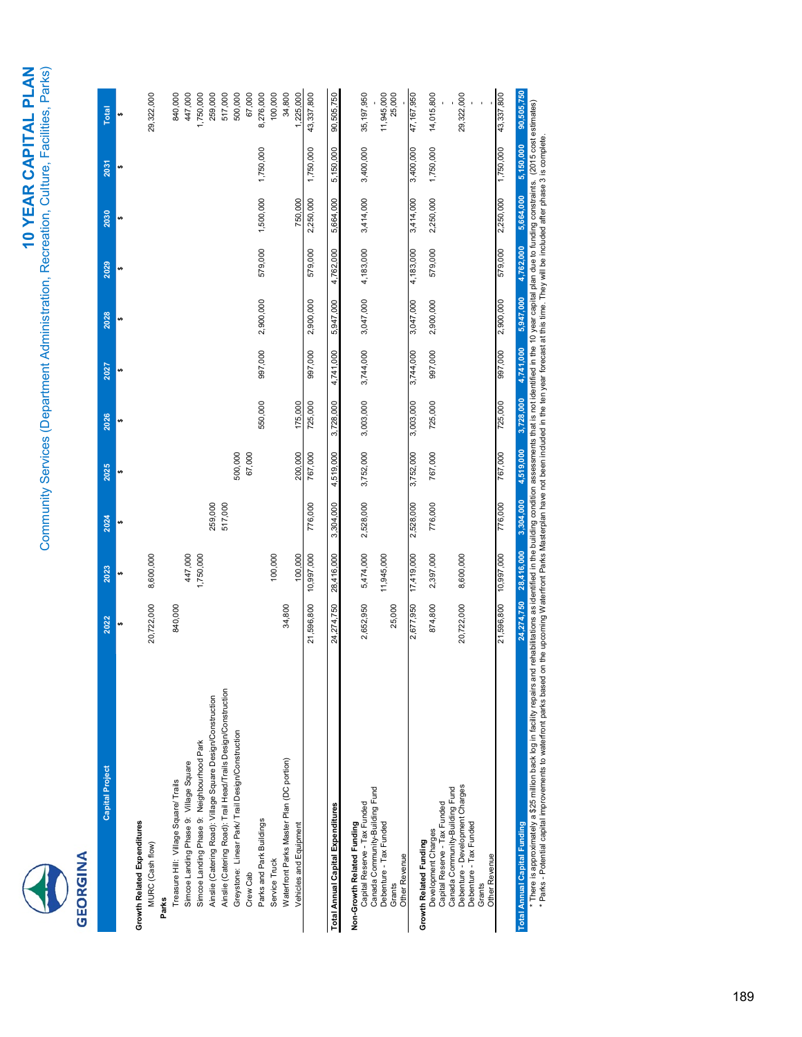# 10 YEAR CAPITAL PLAN

## Community Services (Department Administration, Recreation, Culture, Facilities, Parks)

| Capital Project | 2022 | 2023 | 2024 | 2025 | 2026 | 2027 | 2028 | 2029 | 2030 | 2031 | Total |
|---|---|---|---|---|---|---|---|---|---|---|---|
| | $ | $ | $ | $ | $ | $ | $ | $ | $ | $ | $ |
| **Growth Related Expenditures** | | | | | | | | | | | |
| MURC (Cash flow) | 20,722,000 | 8,600,000 | | | | | | | | | 29,322,000 |
| **Parks** | | | | | | | | | | | |
| Treasure Hill: Village Square/ Trails | 840,000 | | | | | | | | | | 840,000 |
| Simcoe Landing Phase 9: Village Square | | 447,000 | | | | | | | | | 447,000 |
| Simcoe Landing Phase 9: Neighbourhood Park | | 1,750,000 | | | | | | | | | 1,750,000 |
| Ainslie (Catering Road): Village Square Design/Construction | | | 259,000 | | | | | | | | 259,000 |
| Ainslie (Catering Road): Trail Head/Trails Design/Construction | | | 517,000 | | | | | | | | 517,000 |
| Greystone: Linear Park/ Trail Design/Construction | | | | 500,000 | | | | | | | 500,000 |
| Crew Cab | | | | 67,000 | | | | | | | 67,000 |
| Parks and Park Buildings | | | | | 550,000 | 997,000 | 2,900,000 | 579,000 | 1,500,000 | 1,750,000 | 8,276,000 |
| Service Truck | | 100,000 | | | | | | | | | 100,000 |
| Waterfront Parks Master Plan (DC portion) | 34,800 | | | | | | | | | | 34,800 |
| Vehicles and Equipment | | 100,000 | | 200,000 | 175,000 | | | | 750,000 | | 1,225,000 |
| | 21,596,800 | 10,997,000 | 776,000 | 767,000 | 725,000 | 997,000 | 2,900,000 | 579,000 | 2,250,000 | 1,750,000 | 43,337,800 |
| **Total Annual Capital Expenditures** | 24,274,750 | 28,416,000 | 3,304,000 | 4,519,000 | 3,728,000 | 4,741,000 | 5,947,000 | 4,762,000 | 5,664,000 | 5,150,000 | 90,505,750 |
| **Non-Growth Related Funding** | | | | | | | | | | | |
| Capital Reserve - Tax Funded | 2,652,950 | 5,474,000 | 2,528,000 | 3,752,000 | 3,003,000 | 3,744,000 | 3,047,000 | 4,183,000 | 3,414,000 | 3,400,000 | 35,197,950 |
| Canada Community-Building Fund | | | | | | | | | | | - |
| Debenture - Tax Funded | | 11,945,000 | | | | | | | | | 11,945,000 |
| Grants | 25,000 | | | | | | | | | | 25,000 |
| Other Revenue | | | | | | | | | | | - |
| | 2,677,950 | 17,419,000 | 2,528,000 | 3,752,000 | 3,003,000 | 3,744,000 | 3,047,000 | 4,183,000 | 3,414,000 | 3,400,000 | 47,167,950 |
| **Growth Related Funding** | | | | | | | | | | | |
| Development Charges | 874,800 | 2,397,000 | 776,000 | 767,000 | 725,000 | 997,000 | 2,900,000 | 579,000 | 2,250,000 | 1,750,000 | 14,015,800 |
| Capital Reserve - Tax Funded | | | | | | | | | | | - |
| Canada Community-Building Fund | | | | | | | | | | | - |
| Debenture - Development Charges | 20,722,000 | 8,600,000 | | | | | | | | | 29,322,000 |
| Debenture - Tax Funded | | | | | | | | | | | - |
| Grants | | | | | | | | | | | - |
| Other Revenue | | | | | | | | | | | - |
| | 21,596,800 | 10,997,000 | 776,000 | 767,000 | 725,000 | 997,000 | 2,900,000 | 579,000 | 2,250,000 | 1,750,000 | 43,337,800 |
| **Total Annual Capital Funding** | 24,274,750 | 28,416,000 | 3,304,000 | 4,519,000 | 3,728,000 | 4,741,000 | 5,947,000 | 4,762,000 | 5,664,000 | 5,150,000 | 90,505,750 |

* There is approximately a $25 million back log in facility repairs and rehabilitations as identified in the building condition assessments that is not identified in the 10 year capital plan due to funding constraints. (2015 cost estimates)
* Parks - Potential capital improvements to waterfront parks based on the upcoming Waterfront Parks Masterplan have not been included in the ten year forecast at this time. They will be included after phase 3 is complete.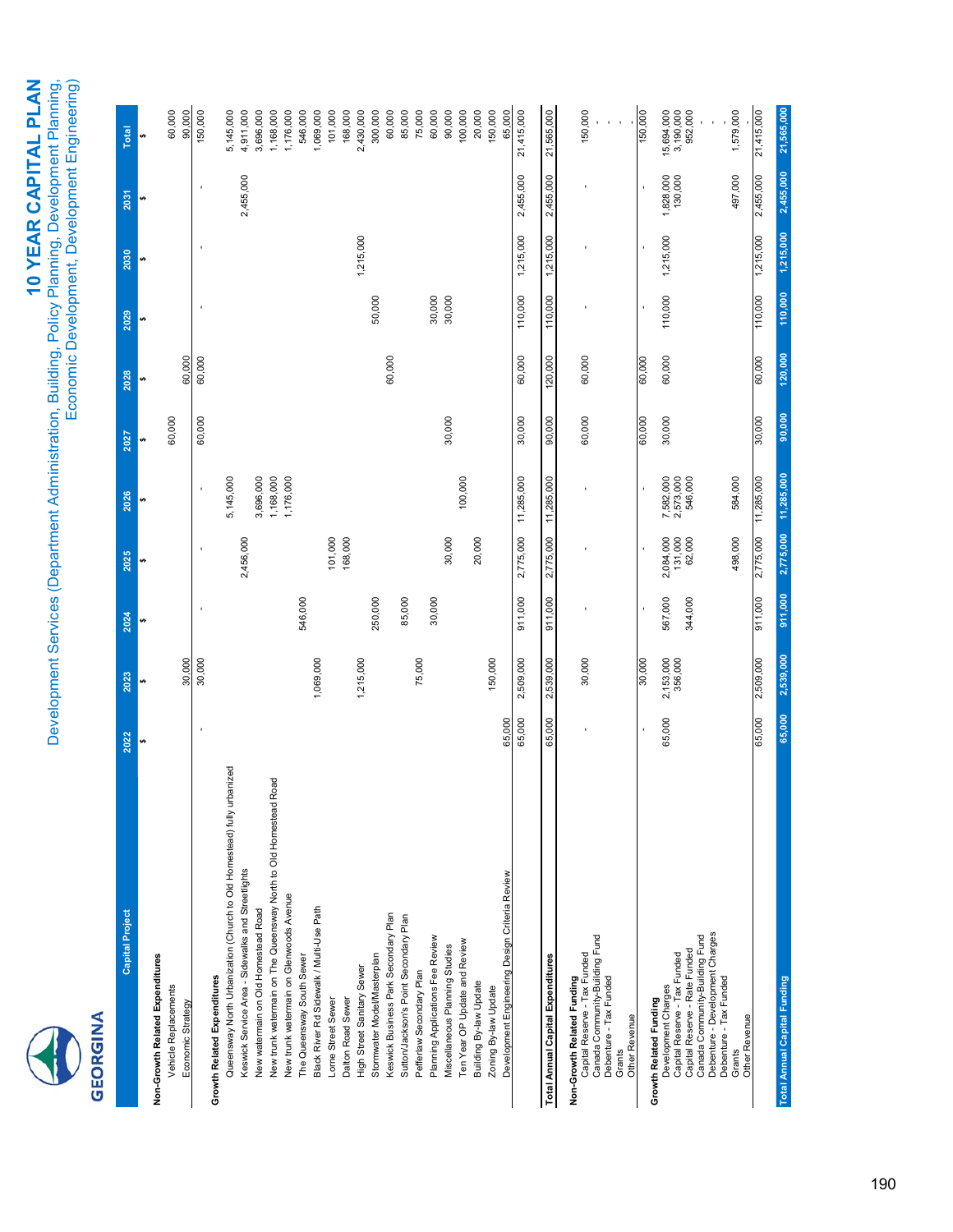# 10 YEAR CAPITAL PLAN

## Development Services (Department Administration, Building, Policy Planning, Development Planning, Economic Development, Development Engineering)

| Capital Project | 2022 | 2023 | 2024 | 2025 | 2026 | 2027 | 2028 | 2029 | 2030 | 2031 | Total |
|---|---|---|---|---|---|---|---|---|---|---|---|
| | $ | $ | $ | $ | $ | $ | $ | $ | $ | $ | $ |
| **Non-Growth Related Expenditures** | | | | | | | | | | | |
| Vehicle Replacements | | | | | | 60,000 | | | | | 60,000 |
| Economic Strategy | | 30,000 | | | | | 60,000 | | | | 90,000 |
| | - | 30,000 | - | - | - | 60,000 | 60,000 | - | - | - | 150,000 |
| **Growth Related Expenditures** | | | | | | | | | | | |
| Queensway North Urbanization (Church to Old Homestead) fully urbanized | | | | | 5,145,000 | | | | | | 5,145,000 |
| Keswick Service Area - Sidewalks and Streetlights | | | | 2,456,000 | | | | | | 2,455,000 | 4,911,000 |
| New watermain on Old Homestead Road | | | | | 3,696,000 | | | | | | 3,696,000 |
| New trunk watermain on The Queensway North to Old Homestead Road | | | | | 1,168,000 | | | | | | 1,168,000 |
| New trunk watermain on Glenwoods Avenue | | | | | 1,176,000 | | | | | | 1,176,000 |
| The Queensway South Sewer | | | 546,000 | | | | | | | | 546,000 |
| Black River Rd Sidewalk / Multi-Use Path | | 1,069,000 | | | | | | | | | 1,069,000 |
| Lorne Street Sewer | | | | 101,000 | | | | | | | 101,000 |
| Dalton Road Sewer | | | | 168,000 | | | | | | | 168,000 |
| High Street Sanitary Sewer | | 1,215,000 | | | | | | | 1,215,000 | | 2,430,000 |
| Stormwater Model/Masterplan | | | 250,000 | | | | | 50,000 | | | 300,000 |
| Keswick Business Park Secondary Plan | | | | | | | 60,000 | | | | 60,000 |
| Sutton/Jackson's Point Secondary Plan | | | 85,000 | | | | | | | | 85,000 |
| Pefferlaw Secondary Plan | | 75,000 | | | | | | | | | 75,000 |
| Planning Applications Fee Review | | | 30,000 | | | | | 30,000 | | | 60,000 |
| Miscellaneous Planning Studies | | | | 30,000 | | 30,000 | | 30,000 | | | 90,000 |
| Ten Year OP Update and Review | | | | | 100,000 | | | | | | 100,000 |
| Building By-law Update | | | | 20,000 | | | | | | | 20,000 |
| Zoning By-law Update | | 150,000 | | | | | | | | | 150,000 |
| Development Engineering Design Criteria Review | 65,000 | | | | | | | | | | 65,000 |
| | 65,000 | 2,509,000 | 911,000 | 2,775,000 | 11,285,000 | 30,000 | 60,000 | 110,000 | 1,215,000 | 2,455,000 | 21,415,000 |
| **Total Annual Capital Expenditures** | 65,000 | 2,539,000 | 911,000 | 2,775,000 | 11,285,000 | 90,000 | 120,000 | 110,000 | 1,215,000 | 2,455,000 | 21,565,000 |
| **Non-Growth Related Funding** | | | | | | | | | | | |
| Capital Reserve - Tax Funded | - | 30,000 | - | - | - | 60,000 | 60,000 | - | - | - | 150,000 |
| Canada Community-Building Fund | | | | | | | | | | | - |
| Debenture - Tax Funded | | | | | | | | | | | - |
| Grants | | | | | | | | | | | - |
| Other Revenue | | | | | | | | | | | - |
| | - | 30,000 | - | - | - | 60,000 | 60,000 | - | - | - | 150,000 |
| **Growth Related Funding** | | | | | | | | | | | |
| Development Charges | 65,000 | 2,153,000 | 567,000 | 2,084,000 | 7,582,000 | 30,000 | 60,000 | 110,000 | 1,215,000 | 1,828,000 | 15,694,000 |
| Capital Reserve - Tax Funded | | 356,000 | | 131,000 | 2,573,000 | | | | | 130,000 | 3,190,000 |
| Capital Reserve - Rate Funded | | | 344,000 | 62,000 | 546,000 | | | | | | 952,000 |
| Canada Community-Building Fund | | | | | | | | | | | - |
| Debenture - Development Charges | | | | | | | | | | | - |
| Debenture - Tax Funded | | | | | | | | | | | - |
| Grants | | | | 498,000 | 584,000 | | | | | 497,000 | 1,579,000 |
| Other Revenue | | | | | | | | | | | - |
| | 65,000 | 2,509,000 | 911,000 | 2,775,000 | 11,285,000 | 30,000 | 60,000 | 110,000 | 1,215,000 | 2,455,000 | 21,415,000 |
| **Total Annual Capital Funding** | 65,000 | 2,539,000 | 911,000 | 2,775,000 | 11,285,000 | 90,000 | 120,000 | 110,000 | 1,215,000 | 2,455,000 | 21,565,000 |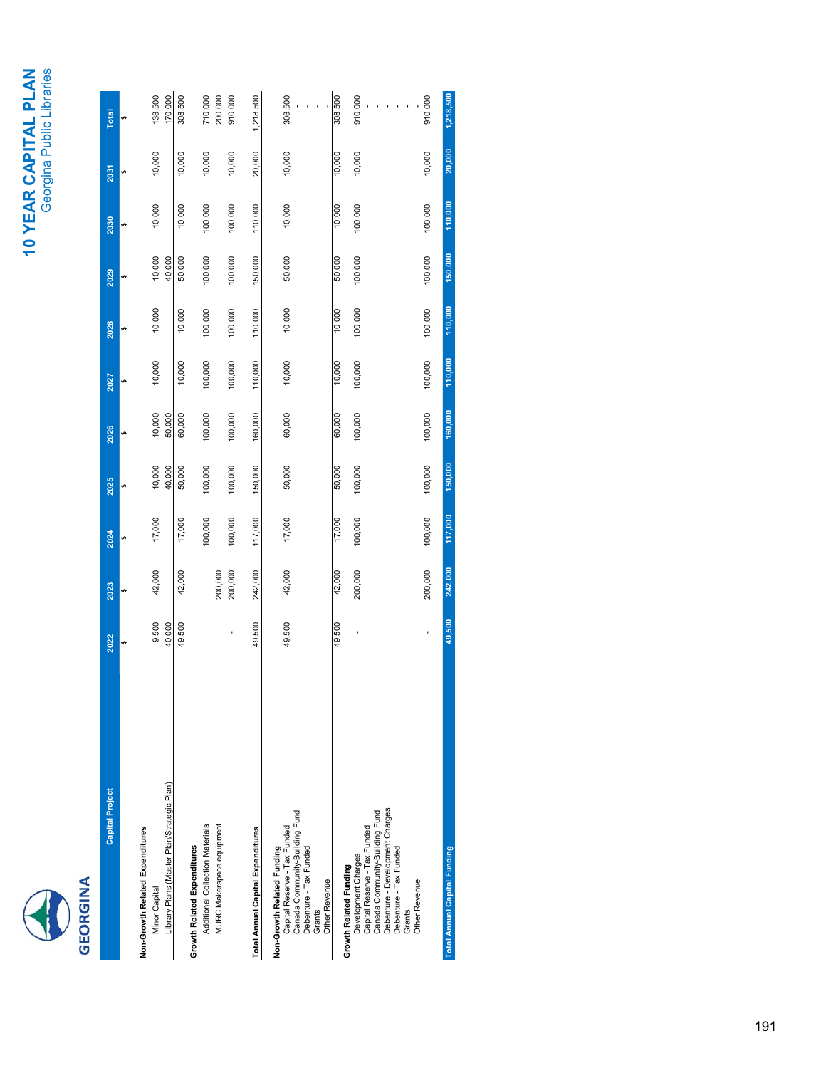# 10 YEAR CAPITAL PLAN

## Georgina Public Libraries

| Capital Project | 2022 | 2023 | 2024 | 2025 | 2026 | 2027 | 2028 | 2029 | 2030 | 2031 | Total |
|---|---|---|---|---|---|---|---|---|---|---|---|
| | $ | $ | $ | $ | $ | $ | $ | $ | $ | $ | $ |
| **Non-Growth Related Expenditures** | | | | | | | | | | | |
| Minor Capital | 9,500 | 42,000 | 17,000 | 10,000 | 10,000 | 10,000 | 10,000 | 10,000 | 10,000 | 10,000 | 138,500 |
| Library Plans (Master Plan/Strategic Plan) | 40,000 | | | 40,000 | 50,000 | | | 40,000 | | | 170,000 |
| | 49,500 | 42,000 | 17,000 | 50,000 | 60,000 | 10,000 | 10,000 | 50,000 | 10,000 | 10,000 | 308,500 |
| **Growth Related Expenditures** | | | | | | | | | | | |
| Additional Collection Materials | | | 100,000 | 100,000 | 100,000 | 100,000 | 100,000 | 100,000 | 100,000 | 10,000 | 710,000 |
| MURC Makerspace equipment | | 200,000 | | | | | | | | | 200,000 |
| | - | 200,000 | 100,000 | 100,000 | 100,000 | 100,000 | 100,000 | 100,000 | 100,000 | 10,000 | 910,000 |
| **Total Annual Capital Expenditures** | 49,500 | 242,000 | 117,000 | 150,000 | 160,000 | 110,000 | 110,000 | 150,000 | 110,000 | 20,000 | 1,218,500 |
| **Non-Growth Related Funding** | | | | | | | | | | | |
| Capital Reserve - Tax Funded | 49,500 | 42,000 | 17,000 | 50,000 | 60,000 | 10,000 | 10,000 | 50,000 | 10,000 | 10,000 | 308,500 |
| Canada Community-Building Fund | | | | | | | | | | | - |
| Debenture - Tax Funded | | | | | | | | | | | - |
| Grants | | | | | | | | | | | - |
| Other Revenue | | | | | | | | | | | - |
| | 49,500 | 42,000 | 17,000 | 50,000 | 60,000 | 10,000 | 10,000 | 50,000 | 10,000 | 10,000 | 308,500 |
| **Growth Related Funding** | | | | | | | | | | | |
| Development Charges | - | 200,000 | 100,000 | 100,000 | 100,000 | 100,000 | 100,000 | 100,000 | 100,000 | 10,000 | 910,000 |
| Capital Reserve - Tax Funded | | | | | | | | | | | - |
| Canada Community-Building Fund | | | | | | | | | | | - |
| Debenture - Development Charges | | | | | | | | | | | - |
| Debenture - Tax Funded | | | | | | | | | | | - |
| Grants | | | | | | | | | | | - |
| Other Revenue | | | | | | | | | | | - |
| | - | 200,000 | 100,000 | 100,000 | 100,000 | 100,000 | 100,000 | 100,000 | 100,000 | 10,000 | 910,000 |
| **Total Annual Capital Funding** | 49,500 | 242,000 | 117,000 | 150,000 | 160,000 | 110,000 | 110,000 | 150,000 | 110,000 | 20,000 | 1,218,500 |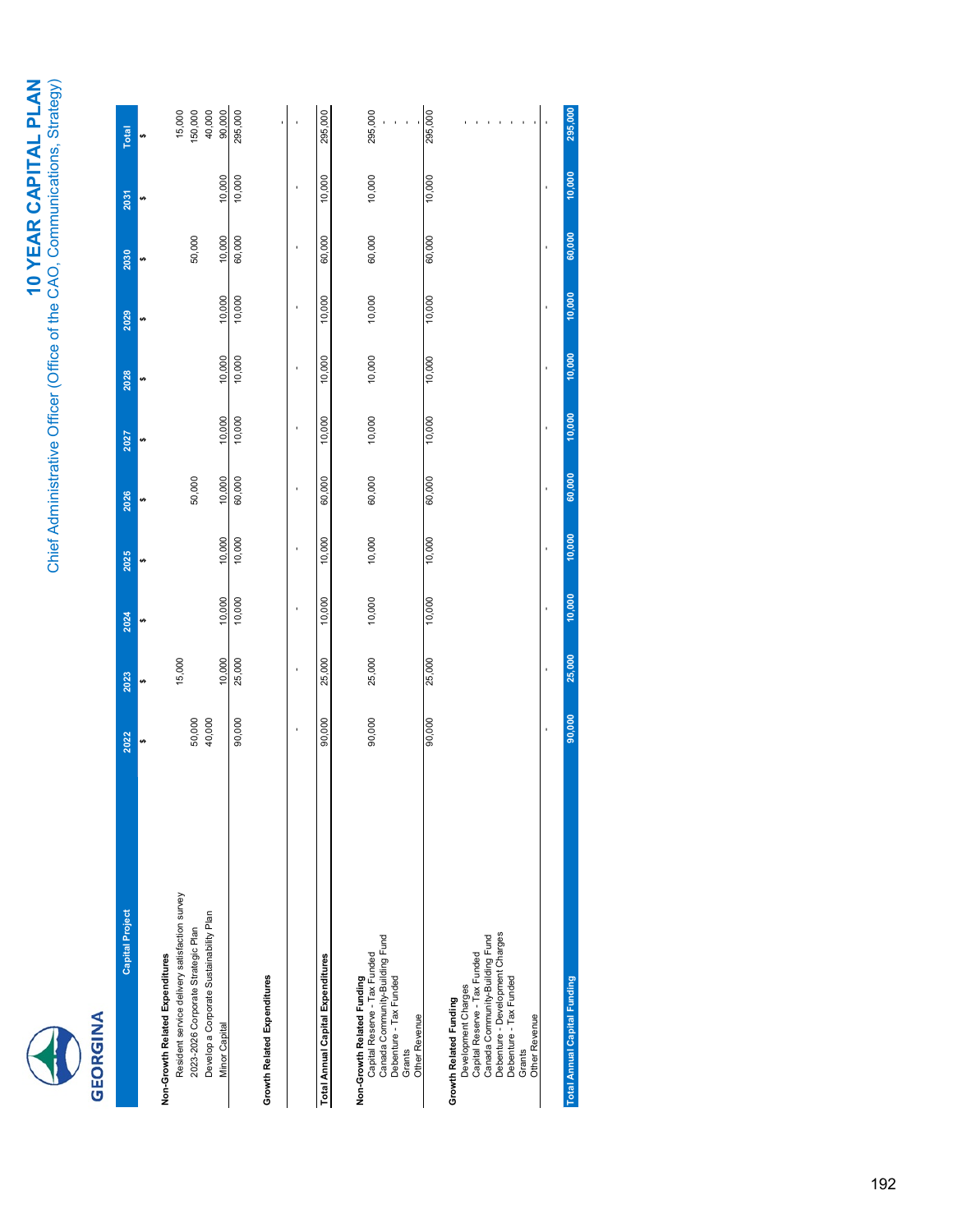# 10 YEAR CAPITAL PLAN

## Chief Administrative Officer (Office of the CAO, Communications, Strategy)

GEORGINA

| Capital Project | 2022 | 2023 | 2024 | 2025 | 2026 | 2027 | 2028 | 2029 | 2030 | 2031 | Total |
|---|---|---|---|---|---|---|---|---|---|---|---|
| | $ | $ | $ | $ | $ | $ | $ | $ | $ | $ | $ |
| **Non-Growth Related Expenditures** | | | | | | | | | | | |
| Resident service delivery satisfaction survey | | 15,000 | | | | | | | | | 15,000 |
| 2023-2026 Corporate Strategic Plan | 50,000 | | | | 50,000 | | | | 50,000 | | 150,000 |
| Develop a Corporate Sustainability Plan | 40,000 | | | | | | | | | | 40,000 |
| Minor Capital | | 10,000 | 10,000 | 10,000 | 10,000 | 10,000 | 10,000 | 10,000 | 10,000 | 10,000 | 90,000 |
| | 90,000 | 25,000 | 10,000 | 10,000 | 60,000 | 10,000 | 10,000 | 10,000 | 60,000 | 10,000 | 295,000 |
| **Growth Related Expenditures** | | | | | | | | | | | |
| | | | | | | | | | | | - |
| | - | - | - | - | - | - | - | - | - | - | - |
| **Total Annual Capital Expenditures** | 90,000 | 25,000 | 10,000 | 10,000 | 60,000 | 10,000 | 10,000 | 10,000 | 60,000 | 10,000 | 295,000 |
| **Non-Growth Related Funding** | | | | | | | | | | | |
| Capital Reserve - Tax Funded | 90,000 | 25,000 | 10,000 | 10,000 | 60,000 | 10,000 | 10,000 | 10,000 | 60,000 | 10,000 | 295,000 |
| Canada Community-Building Fund | | | | | | | | | | | - |
| Debenture - Tax Funded | | | | | | | | | | | - |
| Grants | | | | | | | | | | | - |
| Other Revenue | | | | | | | | | | | - |
| | 90,000 | 25,000 | 10,000 | 10,000 | 60,000 | 10,000 | 10,000 | 10,000 | 60,000 | 10,000 | 295,000 |
| **Growth Related Funding** | | | | | | | | | | | |
| Development Charges | | | | | | | | | | | - |
| Capital Reserve - Tax Funded | | | | | | | | | | | - |
| Canada Community-Building Fund | | | | | | | | | | | - |
| Debenture - Development Charges | | | | | | | | | | | - |
| Debenture - Tax Funded | | | | | | | | | | | - |
| Grants | | | | | | | | | | | - |
| Other Revenue | | | | | | | | | | | - |
| | - | - | - | - | - | - | - | - | - | - | - |
| **Total Annual Capital Funding** | 90,000 | 25,000 | 10,000 | 10,000 | 60,000 | 10,000 | 10,000 | 10,000 | 60,000 | 10,000 | 295,000 |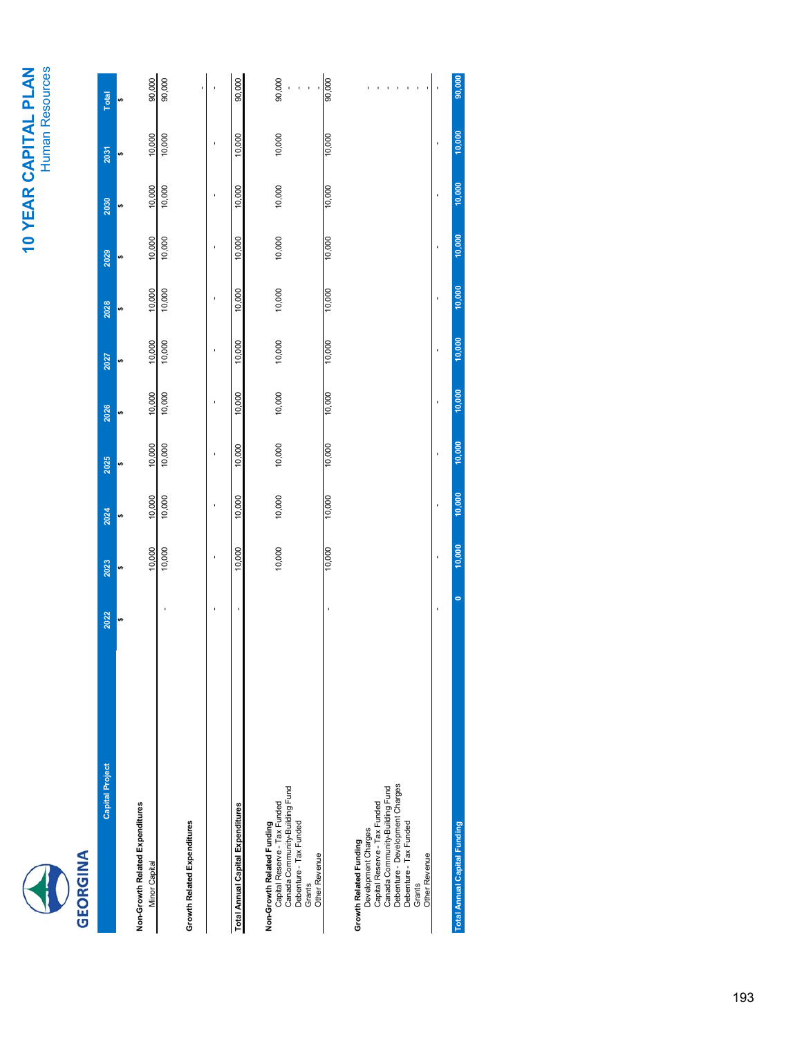# 10 YEAR CAPITAL PLAN

## Human Resources

GEORGINA

| Capital Project | 2022 | 2023 | 2024 | 2025 | 2026 | 2027 | 2028 | 2029 | 2030 | 2031 | Total |
|---|---|---|---|---|---|---|---|---|---|---|---|
| | $ | $ | $ | $ | $ | $ | $ | $ | $ | $ | $ |
| **Non-Growth Related Expenditures** | | | | | | | | | | | |
| Minor Capital | | 10,000 | 10,000 | 10,000 | 10,000 | 10,000 | 10,000 | 10,000 | 10,000 | 10,000 | 90,000 |
| | - | 10,000 | 10,000 | 10,000 | 10,000 | 10,000 | 10,000 | 10,000 | 10,000 | 10,000 | 90,000 |
| **Growth Related Expenditures** | | | | | | | | | | | |
| | | | | | | | | | | | - |
| | - | - | - | - | - | - | - | - | - | - | - |
| **Total Annual Capital Expenditures** | - | 10,000 | 10,000 | 10,000 | 10,000 | 10,000 | 10,000 | 10,000 | 10,000 | 10,000 | 90,000 |
| **Non-Growth Related Funding** | | | | | | | | | | | |
| Capital Reserve - Tax Funded | | 10,000 | 10,000 | 10,000 | 10,000 | 10,000 | 10,000 | 10,000 | 10,000 | 10,000 | 90,000 |
| Canada Community-Building Fund | | | | | | | | | | | - |
| Debenture - Tax Funded | | | | | | | | | | | - |
| Grants | | | | | | | | | | | - |
| Other Revenue | | | | | | | | | | | - |
| | - | 10,000 | 10,000 | 10,000 | 10,000 | 10,000 | 10,000 | 10,000 | 10,000 | 10,000 | 90,000 |
| **Growth Related Funding** | | | | | | | | | | | |
| Development Charges | | | | | | | | | | | - |
| Capital Reserve - Tax Funded | | | | | | | | | | | - |
| Canada Community-Building Fund | | | | | | | | | | | - |
| Debenture - Development Charges | | | | | | | | | | | - |
| Debenture - Tax Funded | | | | | | | | | | | - |
| Grants | | | | | | | | | | | - |
| Other Revenue | | | | | | | | | | | - |
| | - | - | - | - | - | - | - | - | - | - | - |
| **Total Annual Capital Funding** | 0 | 10,000 | 10,000 | 10,000 | 10,000 | 10,000 | 10,000 | 10,000 | 10,000 | 10,000 | 90,000 |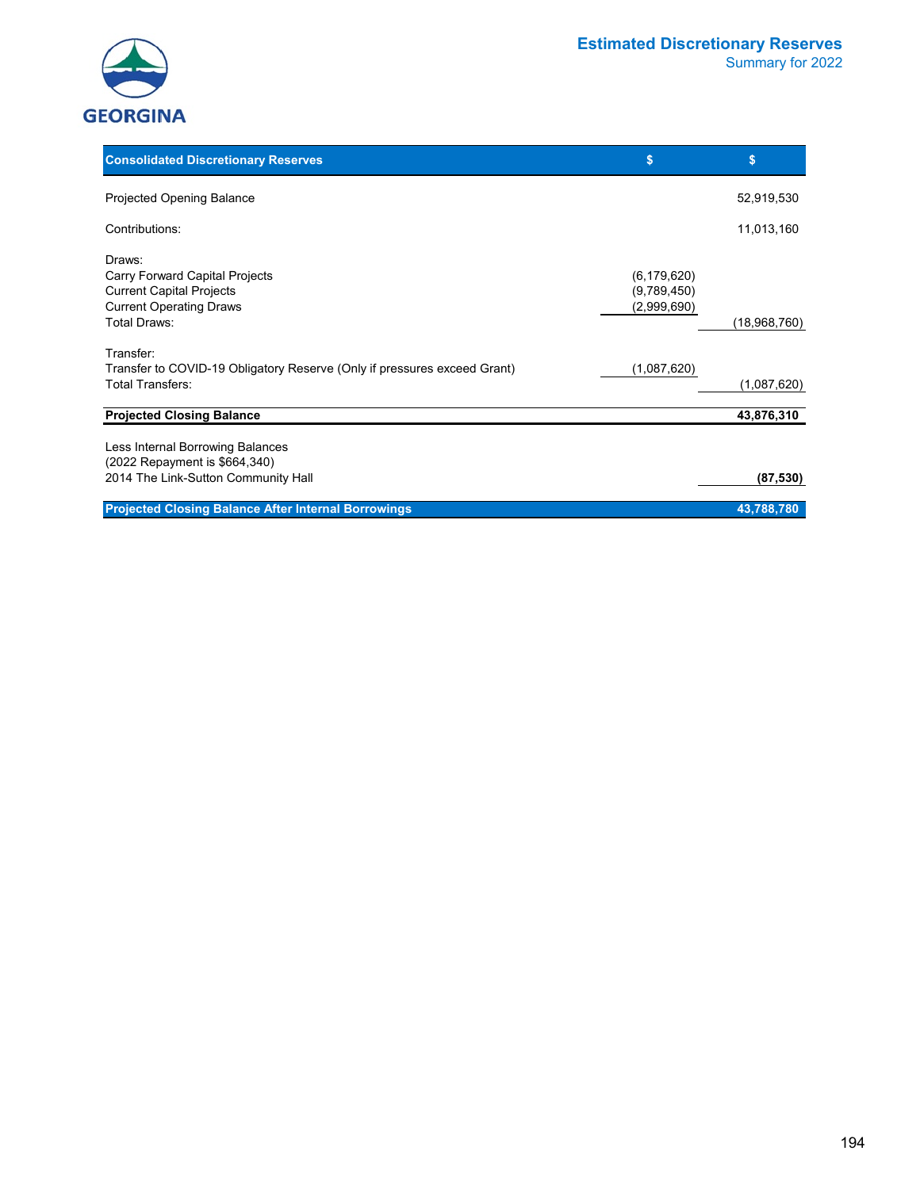GEORGINA

# Estimated Discretionary Reserves

## Summary for 2022

| Consolidated Discretionary Reserves | $ | $ |
| --- | --- | --- |
| Projected Opening Balance | | 52,919,530 |
| Contributions: | | 11,013,160 |
| Draws: | | |
| Carry Forward Capital Projects | (6,179,620) | |
| Current Capital Projects | (9,789,450) | |
| Current Operating Draws | (2,999,690) | |
| Total Draws: | | (18,968,760) |
| Transfer: | | |
| Transfer to COVID-19 Obligatory Reserve (Only if pressures exceed Grant) | (1,087,620) | |
| Total Transfers: | | (1,087,620) |
| **Projected Closing Balance** | | **43,876,310** |
| Less Internal Borrowing Balances | | |
| (2022 Repayment is $664,340) | | |
| 2014 The Link-Sutton Community Hall | | **(87,530)** |
| **Projected Closing Balance After Internal Borrowings** | | **43,788,780** |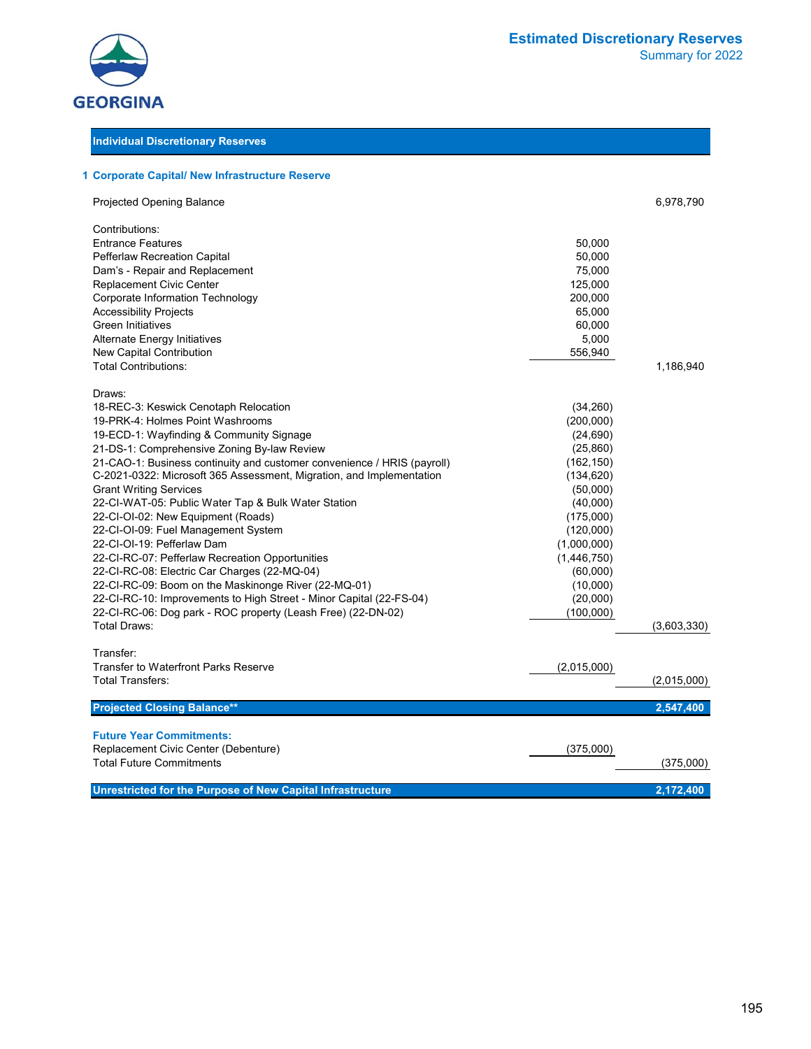# Estimated Discretionary Reserves

## Summary for 2022

| Individual Discretionary Reserves | | |
|---|---|---|

### 1 Corporate Capital/ New Infrastructure Reserve

| | | |
|---|---|---|
| Projected Opening Balance | | 6,978,790 |
| | | |
| Contributions: | | |
| Entrance Features | 50,000 | |
| Pefferlaw Recreation Capital | 50,000 | |
| Dam's - Repair and Replacement | 75,000 | |
| Replacement Civic Center | 125,000 | |
| Corporate Information Technology | 200,000 | |
| Accessibility Projects | 65,000 | |
| Green Initiatives | 60,000 | |
| Alternate Energy Initiatives | 5,000 | |
| New Capital Contribution | 556,940 | |
| Total Contributions: | | 1,186,940 |
| | | |
| Draws: | | |
| 18-REC-3: Keswick Cenotaph Relocation | (34,260) | |
| 19-PRK-4: Holmes Point Washrooms | (200,000) | |
| 19-ECD-1: Wayfinding & Community Signage | (24,690) | |
| 21-DS-1: Comprehensive Zoning By-law Review | (25,860) | |
| 21-CAO-1: Business continuity and customer convenience / HRIS (payroll) | (162,150) | |
| C-2021-0322: Microsoft 365 Assessment, Migration, and Implementation | (134,620) | |
| Grant Writing Services | (50,000) | |
| 22-CI-WAT-05: Public Water Tap & Bulk Water Station | (40,000) | |
| 22-CI-OI-02: New Equipment (Roads) | (175,000) | |
| 22-CI-OI-09: Fuel Management System | (120,000) | |
| 22-CI-OI-19: Pefferlaw Dam | (1,000,000) | |
| 22-CI-RC-07: Pefferlaw Recreation Opportunities | (1,446,750) | |
| 22-CI-RC-08: Electric Car Charges (22-MQ-04) | (60,000) | |
| 22-CI-RC-09: Boom on the Maskinonge River (22-MQ-01) | (10,000) | |
| 22-CI-RC-10: Improvements to High Street - Minor Capital (22-FS-04) | (20,000) | |
| 22-CI-RC-06: Dog park - ROC property (Leash Free) (22-DN-02) | (100,000) | |
| Total Draws: | | (3,603,330) |
| | | |
| Transfer: | | |
| Transfer to Waterfront Parks Reserve | (2,015,000) | |
| Total Transfers: | | (2,015,000) |
| | | |
| **Projected Closing Balance**** | | **2,547,400** |
| | | |
| **Future Year Commitments:** | | |
| Replacement Civic Center (Debenture) | (375,000) | |
| Total Future Commitments | | (375,000) |
| | | |
| **Unrestricted for the Purpose of New Capital Infrastructure** | | **2,172,400** |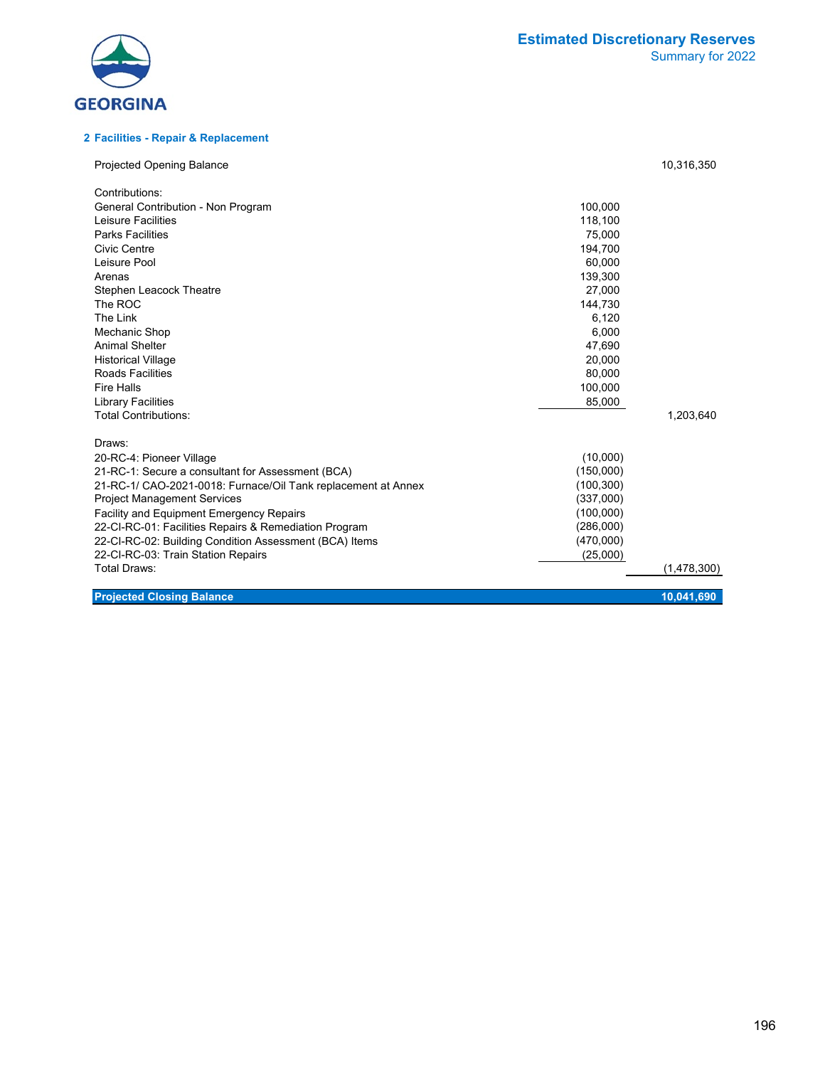GEORGINA

# Estimated Discretionary Reserves

Summary for 2022

## 2 Facilities - Repair & Replacement

| | | |
|---|---|---|
| Projected Opening Balance | | 10,316,350 |
| | | |
| Contributions: | | |
| General Contribution - Non Program | 100,000 | |
| Leisure Facilities | 118,100 | |
| Parks Facilities | 75,000 | |
| Civic Centre | 194,700 | |
| Leisure Pool | 60,000 | |
| Arenas | 139,300 | |
| Stephen Leacock Theatre | 27,000 | |
| The ROC | 144,730 | |
| The Link | 6,120 | |
| Mechanic Shop | 6,000 | |
| Animal Shelter | 47,690 | |
| Historical Village | 20,000 | |
| Roads Facilities | 80,000 | |
| Fire Halls | 100,000 | |
| Library Facilities | 85,000 | |
| Total Contributions: | | 1,203,640 |
| | | |
| Draws: | | |
| 20-RC-4: Pioneer Village | (10,000) | |
| 21-RC-1: Secure a consultant for Assessment (BCA) | (150,000) | |
| 21-RC-1/ CAO-2021-0018: Furnace/Oil Tank replacement at Annex | (100,300) | |
| Project Management Services | (337,000) | |
| Facility and Equipment Emergency Repairs | (100,000) | |
| 22-CI-RC-01: Facilities Repairs & Remediation Program | (286,000) | |
| 22-CI-RC-02: Building Condition Assessment (BCA) Items | (470,000) | |
| 22-CI-RC-03: Train Station Repairs | (25,000) | |
| Total Draws: | | (1,478,300) |
| | | |
| **Projected Closing Balance** | | **10,041,690** |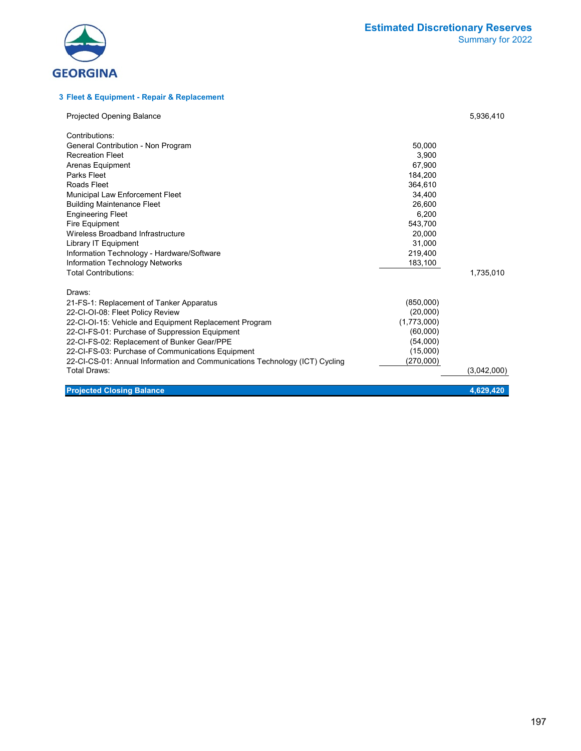# Estimated Discretionary Reserves
## Summary for 2022

### 3 Fleet & Equipment - Repair & Replacement

| | | |
|---|---|---|
| Projected Opening Balance | | 5,936,410 |
| | | |
| Contributions: | | |
| General Contribution - Non Program | 50,000 | |
| Recreation Fleet | 3,900 | |
| Arenas Equipment | 67,900 | |
| Parks Fleet | 184,200 | |
| Roads Fleet | 364,610 | |
| Municipal Law Enforcement Fleet | 34,400 | |
| Building Maintenance Fleet | 26,600 | |
| Engineering Fleet | 6,200 | |
| Fire Equipment | 543,700 | |
| Wireless Broadband Infrastructure | 20,000 | |
| Library IT Equipment | 31,000 | |
| Information Technology - Hardware/Software | 219,400 | |
| Information Technology Networks | 183,100 | |
| Total Contributions: | | 1,735,010 |
| | | |
| Draws: | | |
| 21-FS-1: Replacement of Tanker Apparatus | (850,000) | |
| 22-CI-OI-08: Fleet Policy Review | (20,000) | |
| 22-CI-OI-15: Vehicle and Equipment Replacement Program | (1,773,000) | |
| 22-CI-FS-01: Purchase of Suppression Equipment | (60,000) | |
| 22-CI-FS-02: Replacement of Bunker Gear/PPE | (54,000) | |
| 22-CI-FS-03: Purchase of Communications Equipment | (15,000) | |
| 22-CI-CS-01: Annual Information and Communications Technology (ICT) Cycling | (270,000) | |
| Total Draws: | | (3,042,000) |
| | | |
| **Projected Closing Balance** | | **4,629,420** |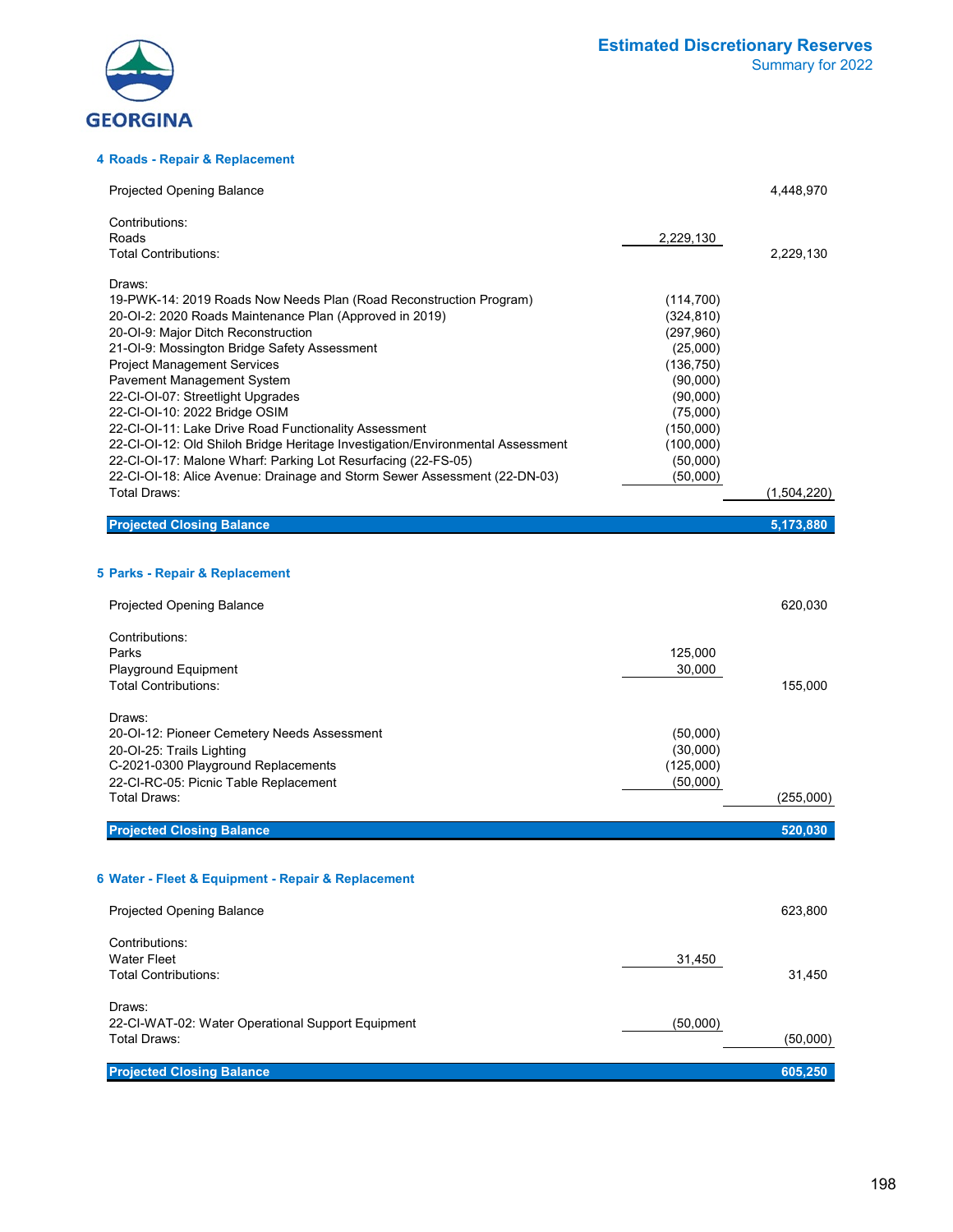# Estimated Discretionary Reserves

## Summary for 2022

### 4 Roads - Repair & Replacement

| | | |
|---|---|---|
| Projected Opening Balance | | 4,448,970 |
| **Contributions:** | | |
| Roads | 2,229,130 | |
| Total Contributions: | | 2,229,130 |
| **Draws:** | | |
| 19-PWK-14: 2019 Roads Now Needs Plan (Road Reconstruction Program) | (114,700) | |
| 20-OI-2: 2020 Roads Maintenance Plan (Approved in 2019) | (324,810) | |
| 20-OI-9: Major Ditch Reconstruction | (297,960) | |
| 21-OI-9: Mossington Bridge Safety Assessment | (25,000) | |
| Project Management Services | (136,750) | |
| Pavement Management System | (90,000) | |
| 22-CI-OI-07: Streetlight Upgrades | (90,000) | |
| 22-CI-OI-10: 2022 Bridge OSIM | (75,000) | |
| 22-CI-OI-11: Lake Drive Road Functionality Assessment | (150,000) | |
| 22-CI-OI-12: Old Shiloh Bridge Heritage Investigation/Environmental Assessment | (100,000) | |
| 22-CI-OI-17: Malone Wharf: Parking Lot Resurfacing (22-FS-05) | (50,000) | |
| 22-CI-OI-18: Alice Avenue: Drainage and Storm Sewer Assessment (22-DN-03) | (50,000) | |
| Total Draws: | | (1,504,220) |
| **Projected Closing Balance** | | **5,173,880** |

### 5 Parks - Repair & Replacement

| | | |
|---|---|---|
| Projected Opening Balance | | 620,030 |
| **Contributions:** | | |
| Parks | 125,000 | |
| Playground Equipment | 30,000 | |
| Total Contributions: | | 155,000 |
| **Draws:** | | |
| 20-OI-12: Pioneer Cemetery Needs Assessment | (50,000) | |
| 20-OI-25: Trails Lighting | (30,000) | |
| C-2021-0300 Playground Replacements | (125,000) | |
| 22-CI-RC-05: Picnic Table Replacement | (50,000) | |
| Total Draws: | | (255,000) |
| **Projected Closing Balance** | | **520,030** |

### 6 Water - Fleet & Equipment - Repair & Replacement

| | | |
|---|---|---|
| Projected Opening Balance | | 623,800 |
| **Contributions:** | | |
| Water Fleet | 31,450 | |
| Total Contributions: | | 31,450 |
| **Draws:** | | |
| 22-CI-WAT-02: Water Operational Support Equipment | (50,000) | |
| Total Draws: | | (50,000) |
| **Projected Closing Balance** | | **605,250** |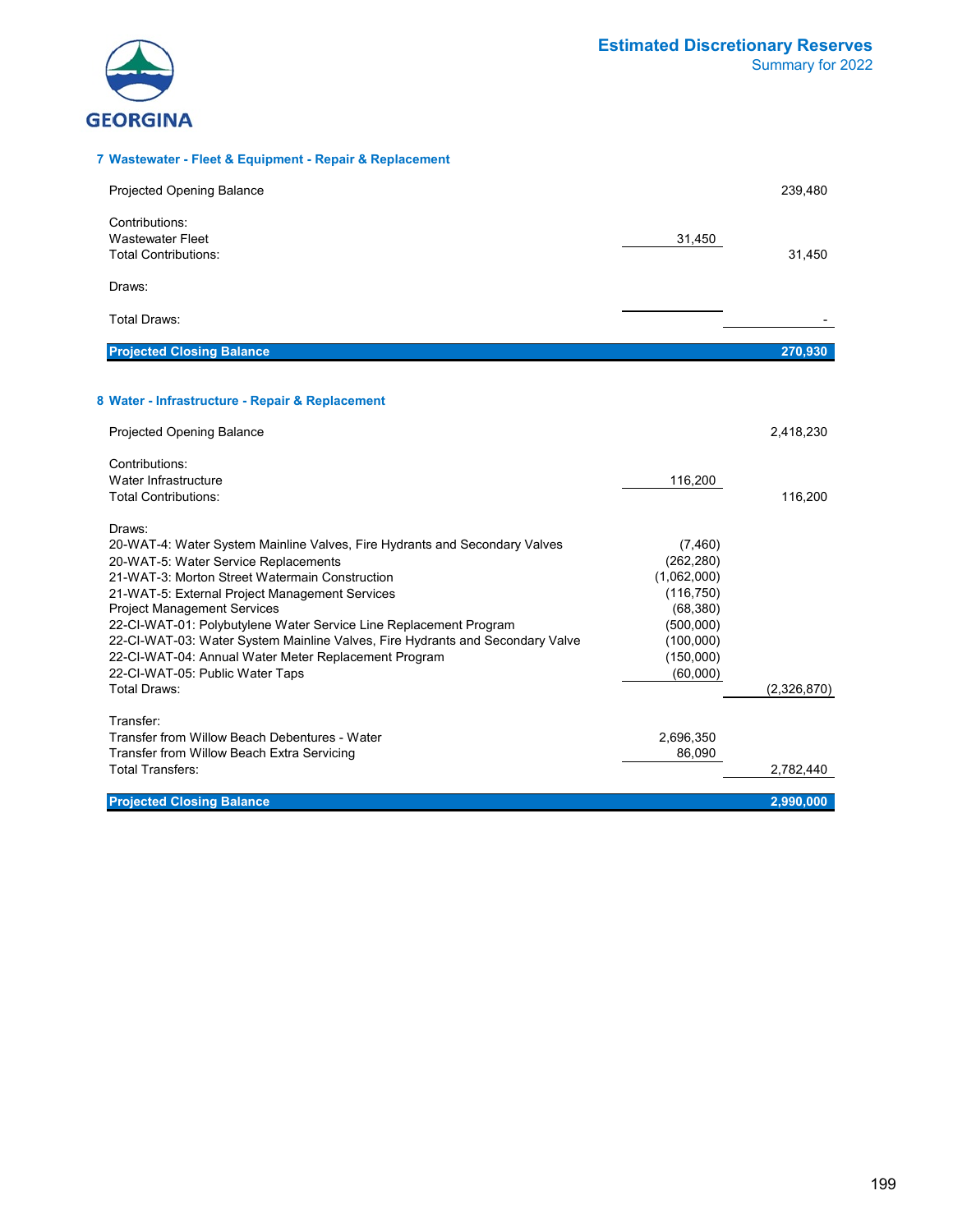# Estimated Discretionary Reserves
## Summary for 2022

### 7 Wastewater - Fleet & Equipment - Repair & Replacement

| | | |
|---|---|---|
| Projected Opening Balance | | 239,480 |
| Contributions: | | |
| Wastewater Fleet | 31,450 | |
| Total Contributions: | | 31,450 |
| Draws: | | |
| Total Draws: | | - |
| **Projected Closing Balance** | | **270,930** |

### 8 Water - Infrastructure - Repair & Replacement

| | | |
|---|---|---|
| Projected Opening Balance | | 2,418,230 |
| Contributions: | | |
| Water Infrastructure | 116,200 | |
| Total Contributions: | | 116,200 |
| Draws: | | |
| 20-WAT-4: Water System Mainline Valves, Fire Hydrants and Secondary Valves | (7,460) | |
| 20-WAT-5: Water Service Replacements | (262,280) | |
| 21-WAT-3: Morton Street Watermain Construction | (1,062,000) | |
| 21-WAT-5: External Project Management Services | (116,750) | |
| Project Management Services | (68,380) | |
| 22-CI-WAT-01: Polybutylene Water Service Line Replacement Program | (500,000) | |
| 22-CI-WAT-03: Water System Mainline Valves, Fire Hydrants and Secondary Valve | (100,000) | |
| 22-CI-WAT-04: Annual Water Meter Replacement Program | (150,000) | |
| 22-CI-WAT-05: Public Water Taps | (60,000) | |
| Total Draws: | | (2,326,870) |
| Transfer: | | |
| Transfer from Willow Beach Debentures - Water | 2,696,350 | |
| Transfer from Willow Beach Extra Servicing | 86,090 | |
| Total Transfers: | | 2,782,440 |
| **Projected Closing Balance** | | **2,990,000** |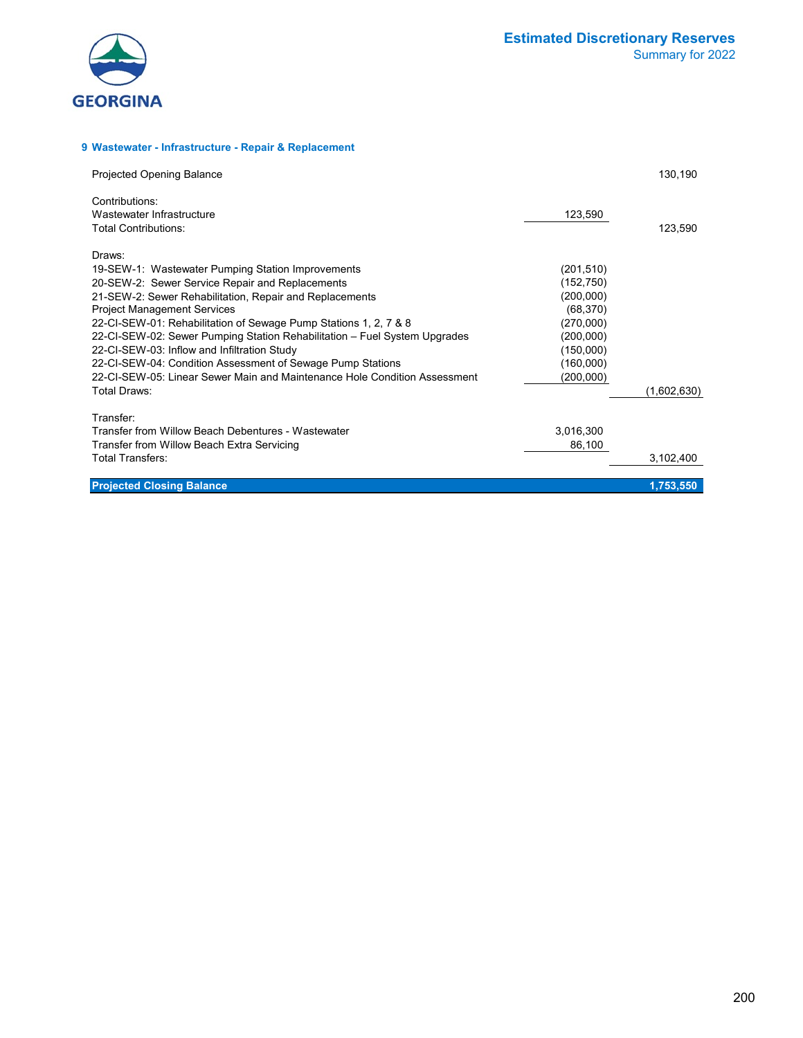# Estimated Discretionary Reserves

## Summary for 2022

### 9 Wastewater - Infrastructure - Repair & Replacement

| | | |
|---|---|---|
| Projected Opening Balance | | 130,190 |
| | | |
| Contributions: | | |
| Wastewater Infrastructure | 123,590 | |
| Total Contributions: | | 123,590 |
| | | |
| Draws: | | |
| 19-SEW-1: Wastewater Pumping Station Improvements | (201,510) | |
| 20-SEW-2: Sewer Service Repair and Replacements | (152,750) | |
| 21-SEW-2: Sewer Rehabilitation, Repair and Replacements | (200,000) | |
| Project Management Services | (68,370) | |
| 22-CI-SEW-01: Rehabilitation of Sewage Pump Stations 1, 2, 7 & 8 | (270,000) | |
| 22-CI-SEW-02: Sewer Pumping Station Rehabilitation – Fuel System Upgrades | (200,000) | |
| 22-CI-SEW-03: Inflow and Infiltration Study | (150,000) | |
| 22-CI-SEW-04: Condition Assessment of Sewage Pump Stations | (160,000) | |
| 22-CI-SEW-05: Linear Sewer Main and Maintenance Hole Condition Assessment | (200,000) | |
| Total Draws: | | (1,602,630) |
| | | |
| Transfer: | | |
| Transfer from Willow Beach Debentures - Wastewater | 3,016,300 | |
| Transfer from Willow Beach Extra Servicing | 86,100 | |
| Total Transfers: | | 3,102,400 |
| | | |
| **Projected Closing Balance** | | **1,753,550** |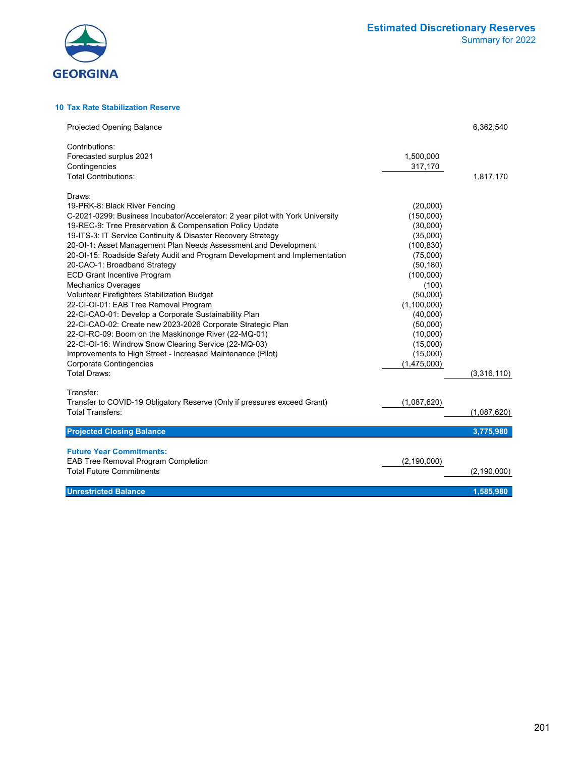# Estimated Discretionary Reserves

## Summary for 2022

### 10 Tax Rate Stabilization Reserve

| Item | | Amount |
|---|---|---|
| Projected Opening Balance | | 6,362,540 |
| **Contributions:** | | |
| Forecasted surplus 2021 | 1,500,000 | |
| Contingencies | 317,170 | |
| Total Contributions: | | 1,817,170 |
| **Draws:** | | |
| 19-PRK-8: Black River Fencing | (20,000) | |
| C-2021-0299: Business Incubator/Accelerator: 2 year pilot with York University | (150,000) | |
| 19-REC-9: Tree Preservation & Compensation Policy Update | (30,000) | |
| 19-ITS-3: IT Service Continuity & Disaster Recovery Strategy | (35,000) | |
| 20-OI-1: Asset Management Plan Needs Assessment and Development | (100,830) | |
| 20-OI-15: Roadside Safety Audit and Program Development and Implementation | (75,000) | |
| 20-CAO-1: Broadband Strategy | (50,180) | |
| ECD Grant Incentive Program | (100,000) | |
| Mechanics Overages | (100) | |
| Volunteer Firefighters Stabilization Budget | (50,000) | |
| 22-CI-OI-01: EAB Tree Removal Program | (1,100,000) | |
| 22-CI-CAO-01: Develop a Corporate Sustainability Plan | (40,000) | |
| 22-CI-CAO-02: Create new 2023-2026 Corporate Strategic Plan | (50,000) | |
| 22-CI-RC-09: Boom on the Maskinonge River (22-MQ-01) | (10,000) | |
| 22-CI-OI-16: Windrow Snow Clearing Service (22-MQ-03) | (15,000) | |
| Improvements to High Street - Increased Maintenance (Pilot) | (15,000) | |
| Corporate Contingencies | (1,475,000) | |
| Total Draws: | | (3,316,110) |
| **Transfer:** | | |
| Transfer to COVID-19 Obligatory Reserve (Only if pressures exceed Grant) | (1,087,620) | |
| Total Transfers: | | (1,087,620) |
| **Projected Closing Balance** | | **3,775,980** |
| **Future Year Commitments:** | | |
| EAB Tree Removal Program Completion | (2,190,000) | |
| Total Future Commitments | | (2,190,000) |
| **Unrestricted Balance** | | **1,585,980** |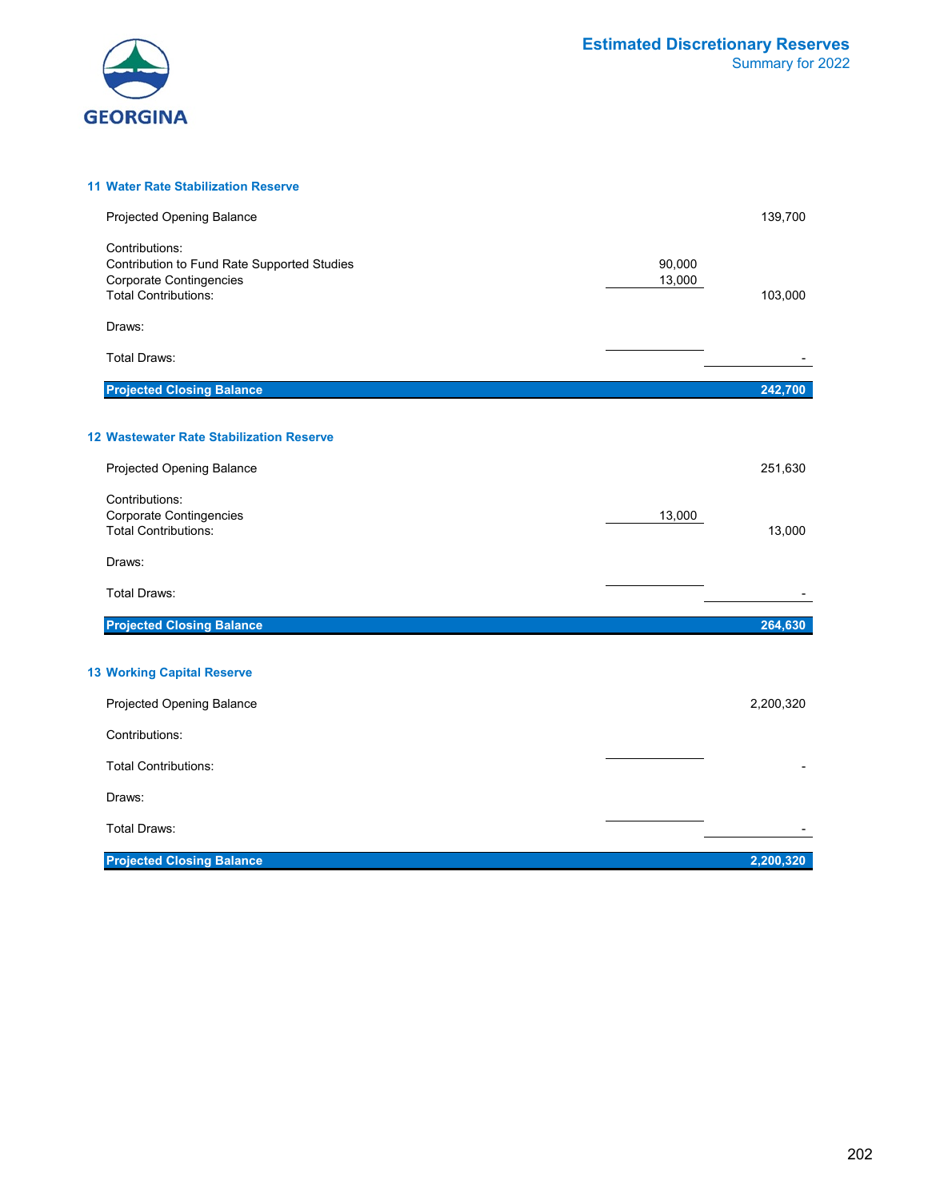# Estimated Discretionary Reserves

## Summary for 2022

### 11 Water Rate Stabilization Reserve

| | | |
|---|---|---|
| Projected Opening Balance | | 139,700 |
| Contributions: | | |
| Contribution to Fund Rate Supported Studies | 90,000 | |
| Corporate Contingencies | 13,000 | |
| Total Contributions: | | 103,000 |
| Draws: | | |
| Total Draws: | | - |
| **Projected Closing Balance** | | **242,700** |

### 12 Wastewater Rate Stabilization Reserve

| | | |
|---|---|---|
| Projected Opening Balance | | 251,630 |
| Contributions: | | |
| Corporate Contingencies | 13,000 | |
| Total Contributions: | | 13,000 |
| Draws: | | |
| Total Draws: | | - |
| **Projected Closing Balance** | | **264,630** |

### 13 Working Capital Reserve

| | | |
|---|---|---|
| Projected Opening Balance | | 2,200,320 |
| Contributions: | | |
| Total Contributions: | | - |
| Draws: | | |
| Total Draws: | | - |
| **Projected Closing Balance** | | **2,200,320** |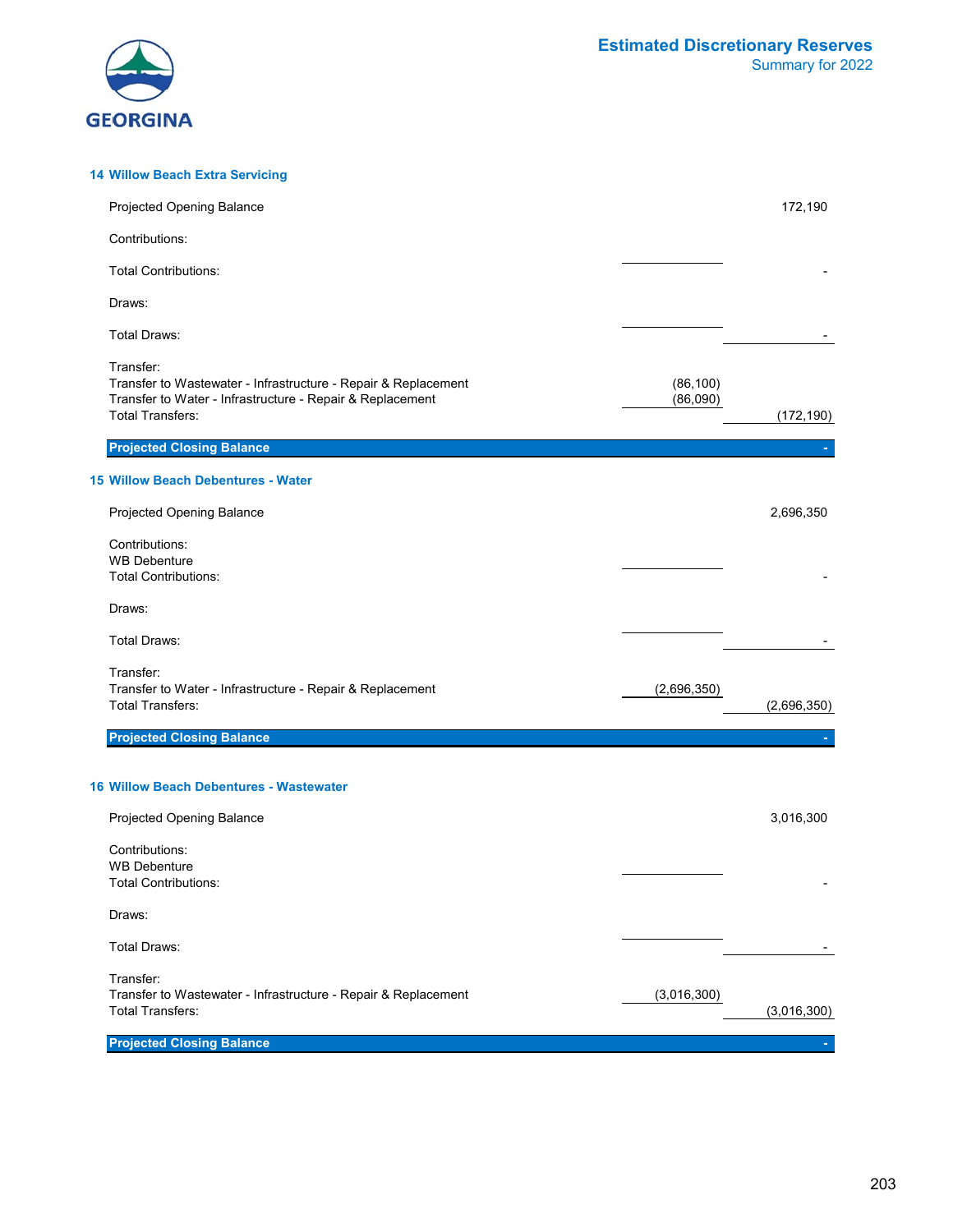# Estimated Discretionary Reserves

Summary for 2022

## 14 Willow Beach Extra Servicing

| | | |
|---|---|---|
| Projected Opening Balance | | 172,190 |
| Contributions: | | |
| Total Contributions: | | - |
| Draws: | | |
| Total Draws: | | - |
| Transfer: | | |
| Transfer to Wastewater - Infrastructure - Repair & Replacement | (86,100) | |
| Transfer to Water - Infrastructure - Repair & Replacement | (86,090) | |
| Total Transfers: | | (172,190) |
| **Projected Closing Balance** | | **-** |

## 15 Willow Beach Debentures - Water

| | | |
|---|---|---|
| Projected Opening Balance | | 2,696,350 |
| Contributions: | | |
| WB Debenture | | |
| Total Contributions: | | - |
| Draws: | | |
| Total Draws: | | - |
| Transfer: | | |
| Transfer to Water - Infrastructure - Repair & Replacement | (2,696,350) | |
| Total Transfers: | | (2,696,350) |
| **Projected Closing Balance** | | **-** |

## 16 Willow Beach Debentures - Wastewater

| | | |
|---|---|---|
| Projected Opening Balance | | 3,016,300 |
| Contributions: | | |
| WB Debenture | | |
| Total Contributions: | | - |
| Draws: | | |
| Total Draws: | | - |
| Transfer: | | |
| Transfer to Wastewater - Infrastructure - Repair & Replacement | (3,016,300) | |
| Total Transfers: | | (3,016,300) |
| **Projected Closing Balance** | | **-** |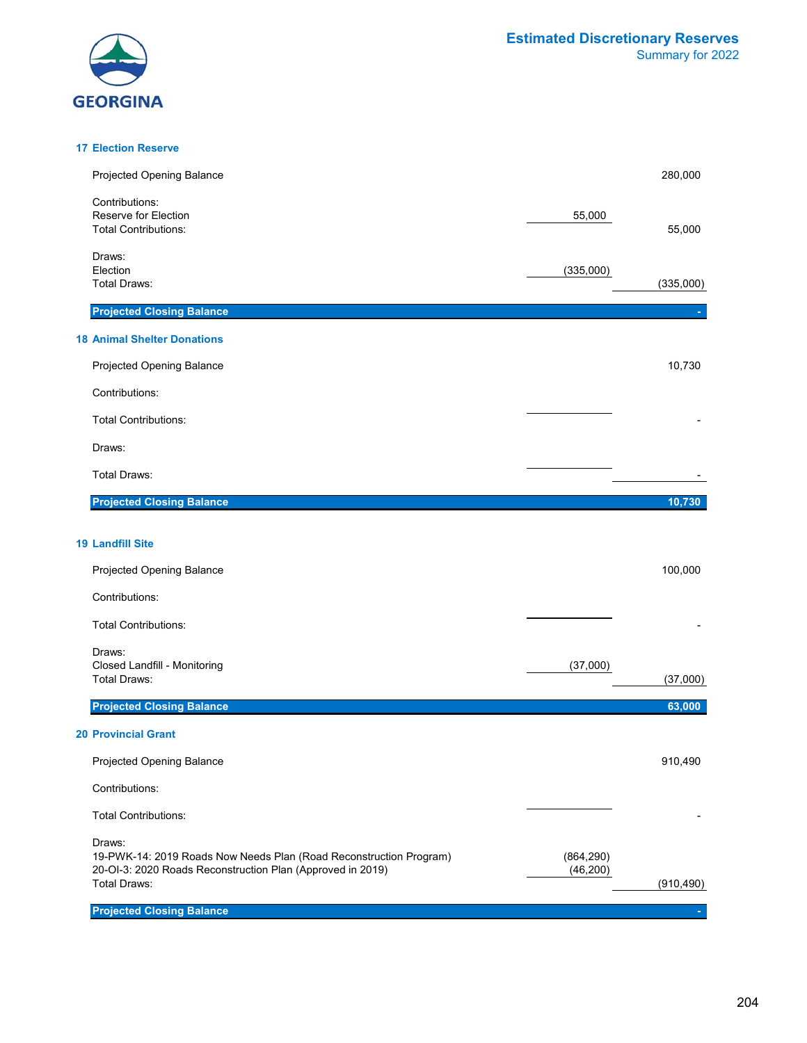# Estimated Discretionary Reserves

## Summary for 2022

### 17 Election Reserve

| | | |
|---|---|---|
| Projected Opening Balance | | 280,000 |
| Contributions: | | |
| Reserve for Election | 55,000 | |
| Total Contributions: | | 55,000 |
| Draws: | | |
| Election | (335,000) | |
| Total Draws: | | (335,000) |
| **Projected Closing Balance** | | **-** |

### 18 Animal Shelter Donations

| | | |
|---|---|---|
| Projected Opening Balance | | 10,730 |
| Contributions: | | |
| Total Contributions: | | - |
| Draws: | | |
| Total Draws: | | - |
| **Projected Closing Balance** | | **10,730** |

### 19 Landfill Site

| | | |
|---|---|---|
| Projected Opening Balance | | 100,000 |
| Contributions: | | |
| Total Contributions: | | - |
| Draws: | | |
| Closed Landfill - Monitoring | (37,000) | |
| Total Draws: | | (37,000) |
| **Projected Closing Balance** | | **63,000** |

### 20 Provincial Grant

| | | |
|---|---|---|
| Projected Opening Balance | | 910,490 |
| Contributions: | | |
| Total Contributions: | | - |
| Draws: | | |
| 19-PWK-14: 2019 Roads Now Needs Plan (Road Reconstruction Program) | (864,290) | |
| 20-OI-3: 2020 Roads Reconstruction Plan (Approved in 2019) | (46,200) | |
| Total Draws: | | (910,490) |
| **Projected Closing Balance** | | **-** |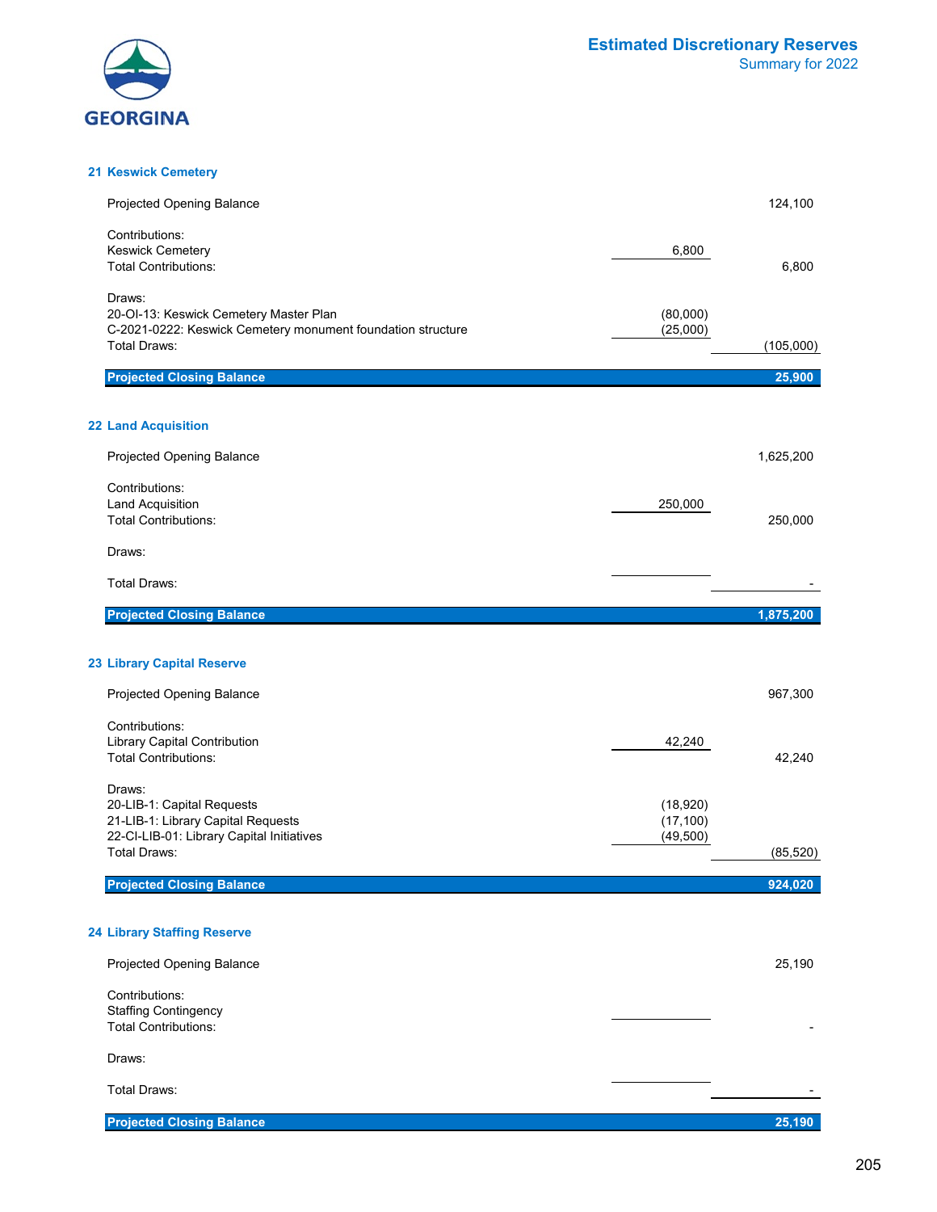# Estimated Discretionary Reserves

## Summary for 2022

### 21 Keswick Cemetery

| | | |
|---|---|---|
| Projected Opening Balance | | 124,100 |
| Contributions: | | |
| Keswick Cemetery | 6,800 | |
| Total Contributions: | | 6,800 |
| Draws: | | |
| 20-OI-13: Keswick Cemetery Master Plan | (80,000) | |
| C-2021-0222: Keswick Cemetery monument foundation structure | (25,000) | |
| Total Draws: | | (105,000) |
| **Projected Closing Balance** | | **25,900** |

### 22 Land Acquisition

| | | |
|---|---|---|
| Projected Opening Balance | | 1,625,200 |
| Contributions: | | |
| Land Acquisition | 250,000 | |
| Total Contributions: | | 250,000 |
| Draws: | | |
| Total Draws: | | - |
| **Projected Closing Balance** | | **1,875,200** |

### 23 Library Capital Reserve

| | | |
|---|---|---|
| Projected Opening Balance | | 967,300 |
| Contributions: | | |
| Library Capital Contribution | 42,240 | |
| Total Contributions: | | 42,240 |
| Draws: | | |
| 20-LIB-1: Capital Requests | (18,920) | |
| 21-LIB-1: Library Capital Requests | (17,100) | |
| 22-CI-LIB-01: Library Capital Initiatives | (49,500) | |
| Total Draws: | | (85,520) |
| **Projected Closing Balance** | | **924,020** |

### 24 Library Staffing Reserve

| | | |
|---|---|---|
| Projected Opening Balance | | 25,190 |
| Contributions: | | |
| Staffing Contingency | | |
| Total Contributions: | | - |
| Draws: | | |
| Total Draws: | | - |
| **Projected Closing Balance** | | **25,190** |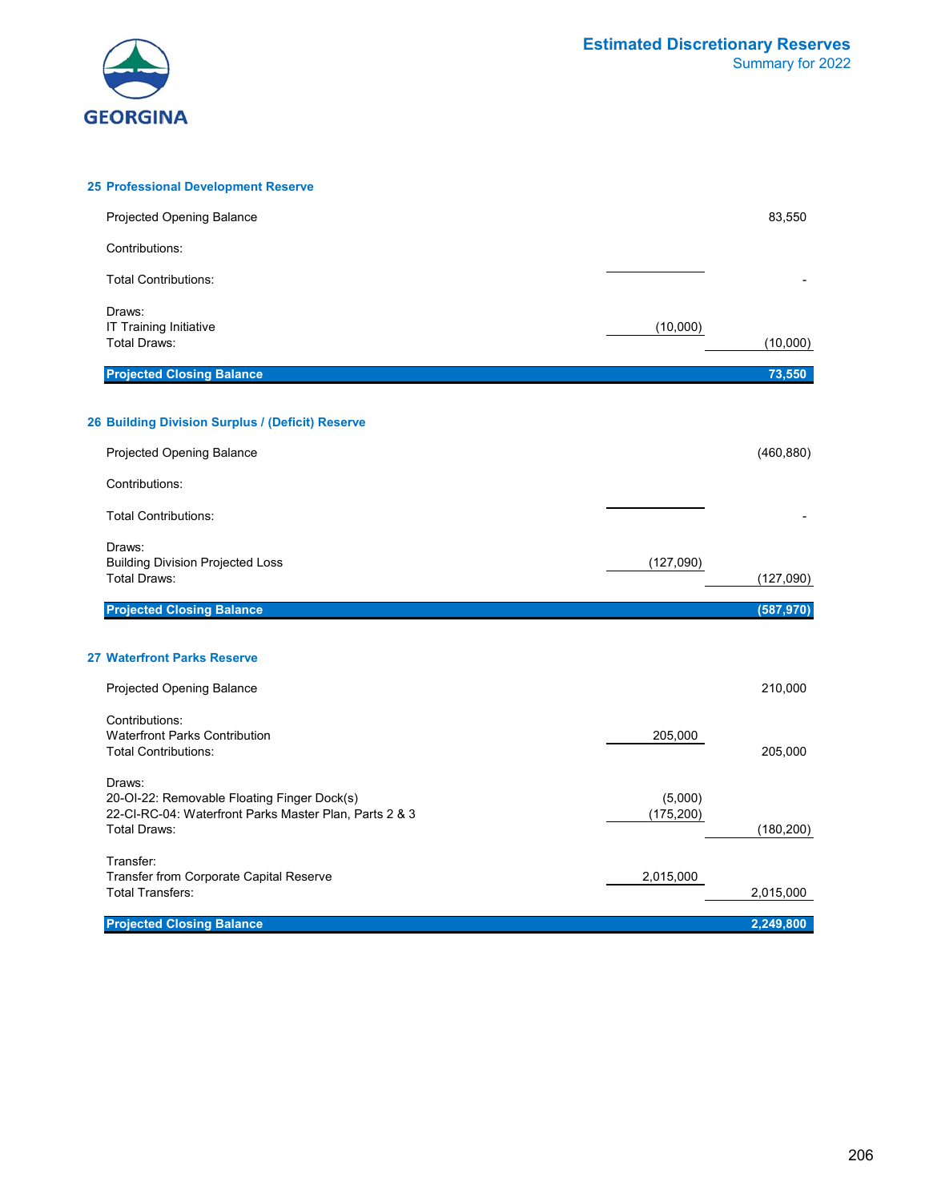# Estimated Discretionary Reserves
## Summary for 2022

### 25 Professional Development Reserve

| | | |
|---|---|---|
| Projected Opening Balance | | 83,550 |
| Contributions: | | |
| Total Contributions: | | - |
| Draws: | | |
| IT Training Initiative | (10,000) | |
| Total Draws: | | (10,000) |
| **Projected Closing Balance** | | **73,550** |

### 26 Building Division Surplus / (Deficit) Reserve

| | | |
|---|---|---|
| Projected Opening Balance | | (460,880) |
| Contributions: | | |
| Total Contributions: | | - |
| Draws: | | |
| Building Division Projected Loss | (127,090) | |
| Total Draws: | | (127,090) |
| **Projected Closing Balance** | | **(587,970)** |

### 27 Waterfront Parks Reserve

| | | |
|---|---|---|
| Projected Opening Balance | | 210,000 |
| Contributions: | | |
| Waterfront Parks Contribution | 205,000 | |
| Total Contributions: | | 205,000 |
| Draws: | | |
| 20-OI-22: Removable Floating Finger Dock(s) | (5,000) | |
| 22-CI-RC-04: Waterfront Parks Master Plan, Parts 2 & 3 | (175,200) | |
| Total Draws: | | (180,200) |
| Transfer: | | |
| Transfer from Corporate Capital Reserve | 2,015,000 | |
| Total Transfers: | | 2,015,000 |
| **Projected Closing Balance** | | **2,249,800** |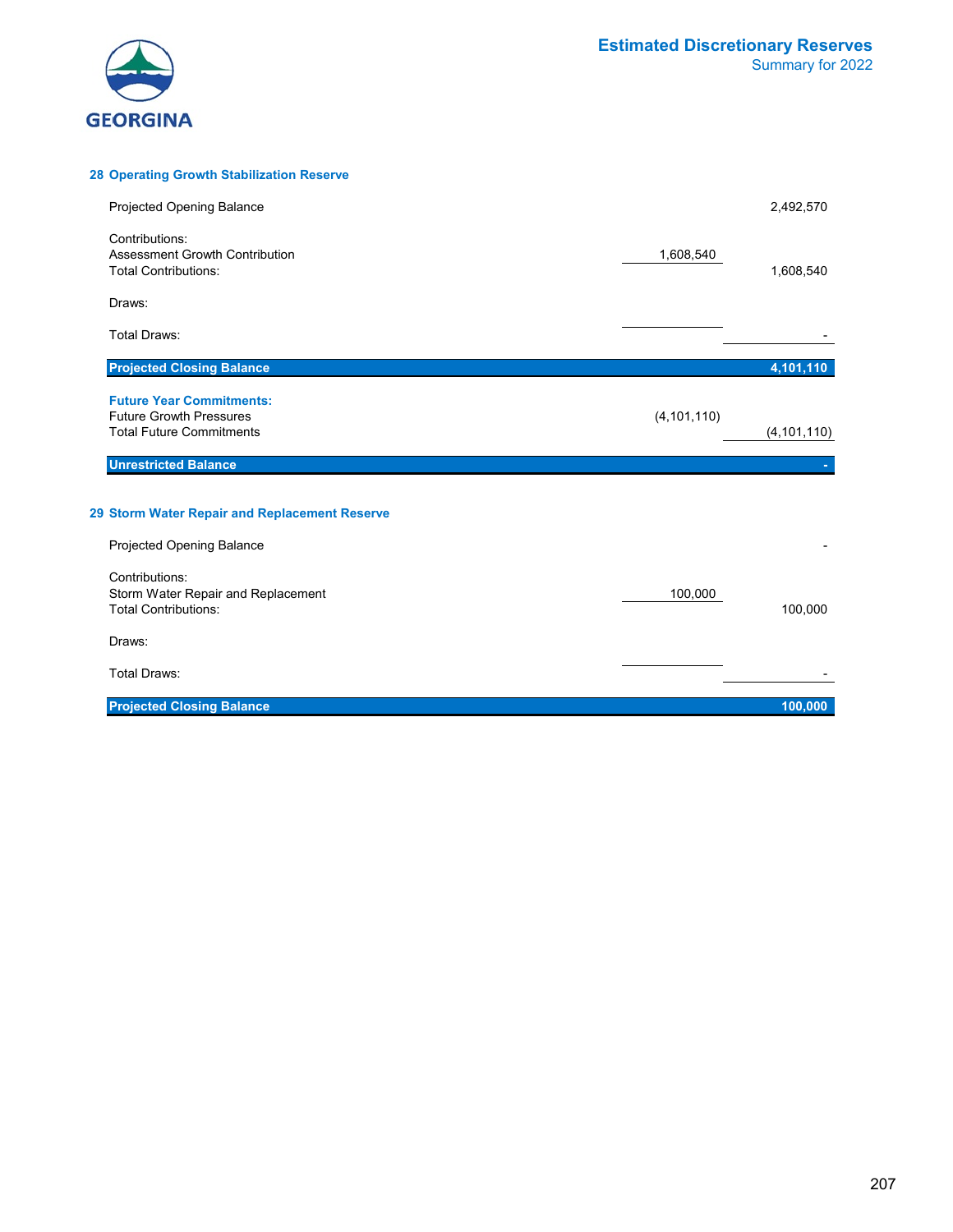# Estimated Discretionary Reserves
## Summary for 2022

### 28 Operating Growth Stabilization Reserve

| | | |
|---|---|---|
| Projected Opening Balance | | 2,492,570 |
| Contributions: | | |
| Assessment Growth Contribution | 1,608,540 | |
| Total Contributions: | | 1,608,540 |
| Draws: | | |
| Total Draws: | | - |
| **Projected Closing Balance** | | **4,101,110** |
| **Future Year Commitments:** | | |
| Future Growth Pressures | (4,101,110) | |
| Total Future Commitments | | (4,101,110) |
| **Unrestricted Balance** | | **-** |

### 29 Storm Water Repair and Replacement Reserve

| | | |
|---|---|---|
| Projected Opening Balance | | - |
| Contributions: | | |
| Storm Water Repair and Replacement | 100,000 | |
| Total Contributions: | | 100,000 |
| Draws: | | |
| Total Draws: | | - |
| **Projected Closing Balance** | | **100,000** |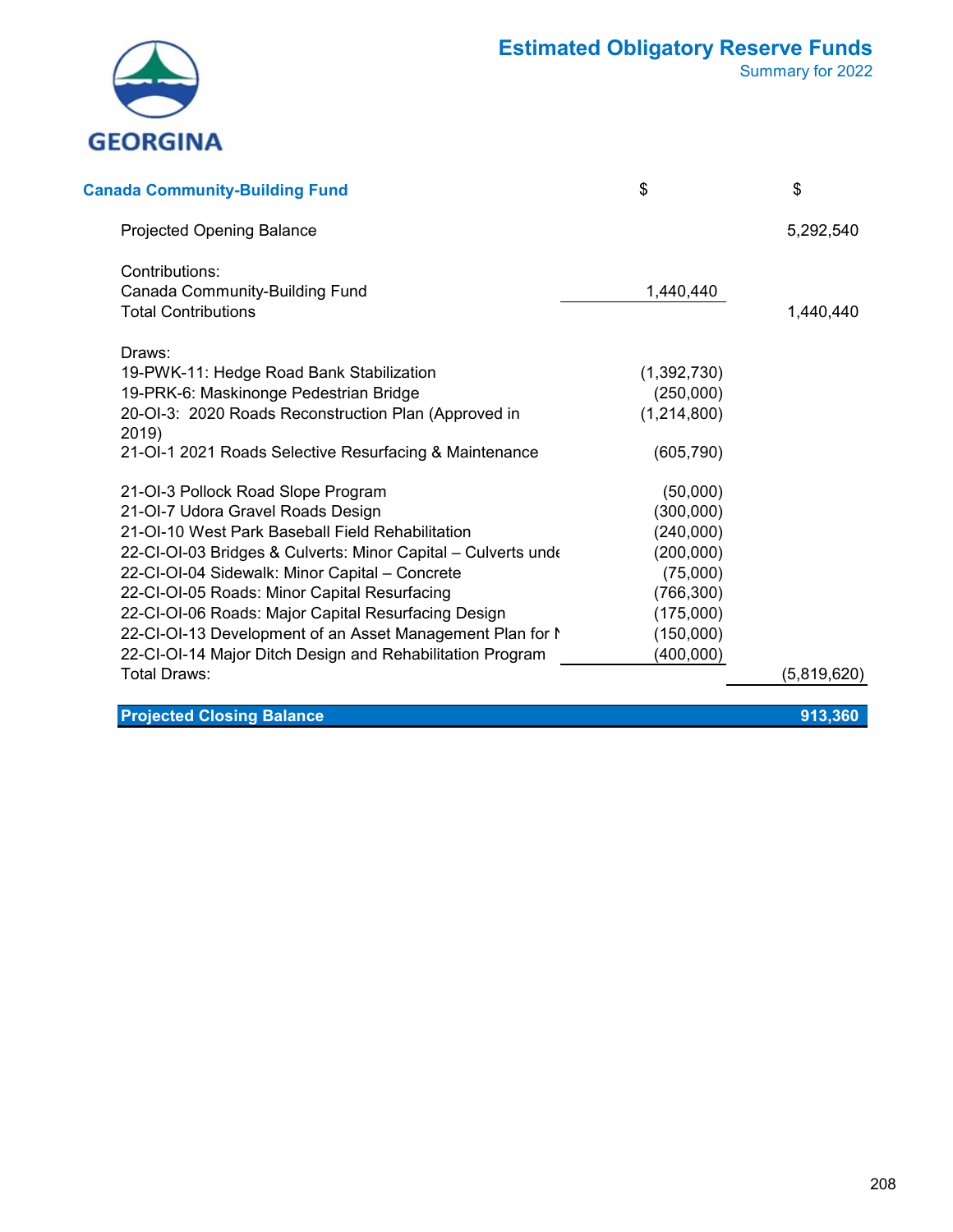GEORGINA

# Estimated Obligatory Reserve Funds

Summary for 2022

| Canada Community-Building Fund | $ | $ |
|---|---|---|
| Projected Opening Balance | | 5,292,540 |
| Contributions: | | |
| Canada Community-Building Fund | 1,440,440 | |
| Total Contributions | | 1,440,440 |
| Draws: | | |
| 19-PWK-11: Hedge Road Bank Stabilization | (1,392,730) | |
| 19-PRK-6: Maskinonge Pedestrian Bridge | (250,000) | |
| 20-OI-3: 2020 Roads Reconstruction Plan (Approved in 2019) | (1,214,800) | |
| 21-OI-1 2021 Roads Selective Resurfacing & Maintenance | (605,790) | |
| 21-OI-3 Pollock Road Slope Program | (50,000) | |
| 21-OI-7 Udora Gravel Roads Design | (300,000) | |
| 21-OI-10 West Park Baseball Field Rehabilitation | (240,000) | |
| 22-CI-OI-03 Bridges & Culverts: Minor Capital – Culverts unde | (200,000) | |
| 22-CI-OI-04 Sidewalk: Minor Capital – Concrete | (75,000) | |
| 22-CI-OI-05 Roads: Minor Capital Resurfacing | (766,300) | |
| 22-CI-OI-06 Roads: Major Capital Resurfacing Design | (175,000) | |
| 22-CI-OI-13 Development of an Asset Management Plan for N | (150,000) | |
| 22-CI-OI-14 Major Ditch Design and Rehabilitation Program | (400,000) | |
| Total Draws: | | (5,819,620) |
| **Projected Closing Balance** | | **913,360** |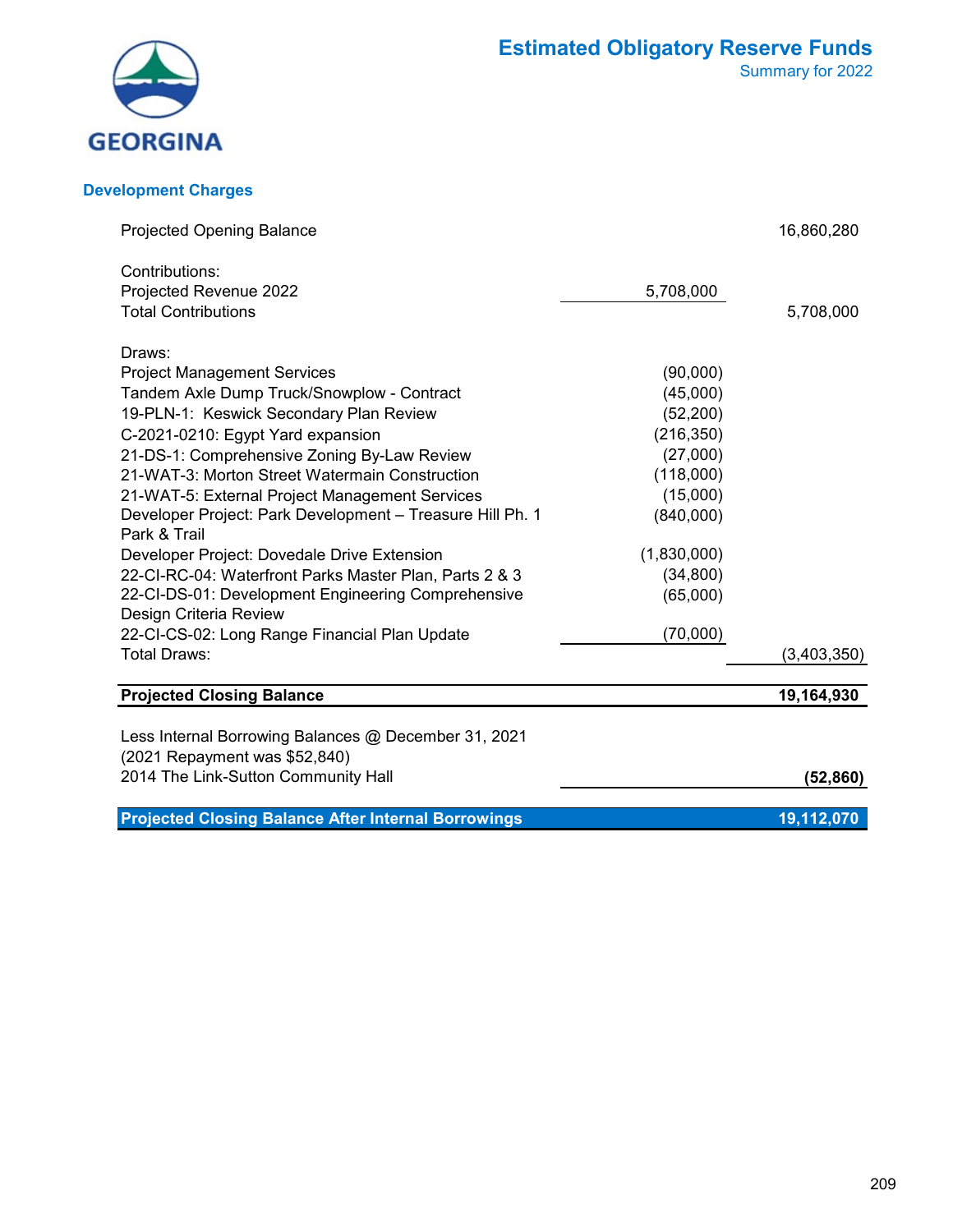# Estimated Obligatory Reserve Funds

Summary for 2022

## Development Charges

| | | |
|---|---|---|
| Projected Opening Balance | | 16,860,280 |
| Contributions: | | |
| Projected Revenue 2022 | 5,708,000 | |
| Total Contributions | | 5,708,000 |
| Draws: | | |
| Project Management Services | (90,000) | |
| Tandem Axle Dump Truck/Snowplow - Contract | (45,000) | |
| 19-PLN-1: Keswick Secondary Plan Review | (52,200) | |
| C-2021-0210: Egypt Yard expansion | (216,350) | |
| 21-DS-1: Comprehensive Zoning By-Law Review | (27,000) | |
| 21-WAT-3: Morton Street Watermain Construction | (118,000) | |
| 21-WAT-5: External Project Management Services | (15,000) | |
| Developer Project: Park Development – Treasure Hill Ph. 1 Park & Trail | (840,000) | |
| Developer Project: Dovedale Drive Extension | (1,830,000) | |
| 22-CI-RC-04: Waterfront Parks Master Plan, Parts 2 & 3 | (34,800) | |
| 22-CI-DS-01: Development Engineering Comprehensive Design Criteria Review | (65,000) | |
| 22-CI-CS-02: Long Range Financial Plan Update | (70,000) | |
| Total Draws: | | (3,403,350) |
| **Projected Closing Balance** | | **19,164,930** |
| Less Internal Borrowing Balances @ December 31, 2021 (2021 Repayment was $52,840) | | |
| 2014 The Link-Sutton Community Hall | | **(52,860)** |
| **Projected Closing Balance After Internal Borrowings** | | **19,112,070** |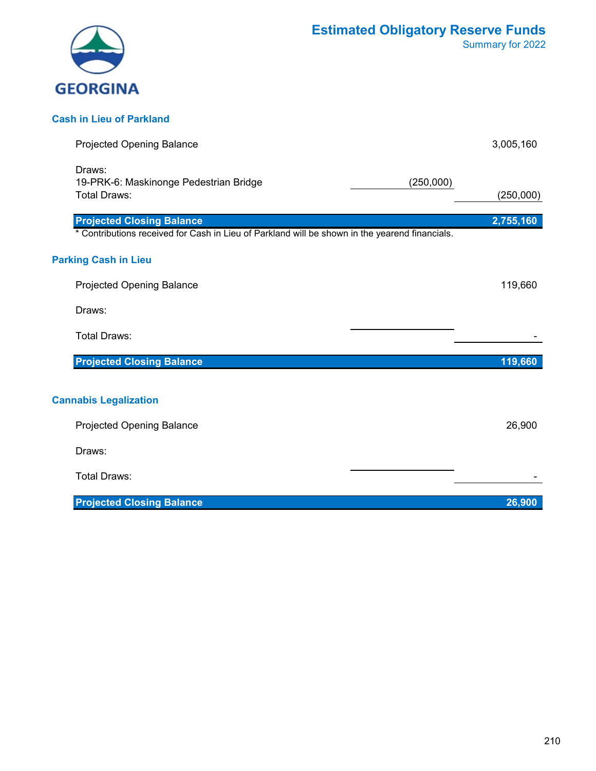GEORGINA

# Estimated Obligatory Reserve Funds

Summary for 2022

## Cash in Lieu of Parkland

| | | |
|---|---|---|
| Projected Opening Balance | | 3,005,160 |
| Draws: | | |
| 19-PRK-6: Maskinonge Pedestrian Bridge | (250,000) | |
| Total Draws: | | (250,000) |
| **Projected Closing Balance** | | **2,755,160** |

* Contributions received for Cash in Lieu of Parkland will be shown in the yearend financials.

## Parking Cash in Lieu

| | | |
|---|---|---|
| Projected Opening Balance | | 119,660 |
| Draws: | | |
| Total Draws: | | - |
| **Projected Closing Balance** | | **119,660** |

## Cannabis Legalization

| | | |
|---|---|---|
| Projected Opening Balance | | 26,900 |
| Draws: | | |
| Total Draws: | | - |
| **Projected Closing Balance** | | **26,900** |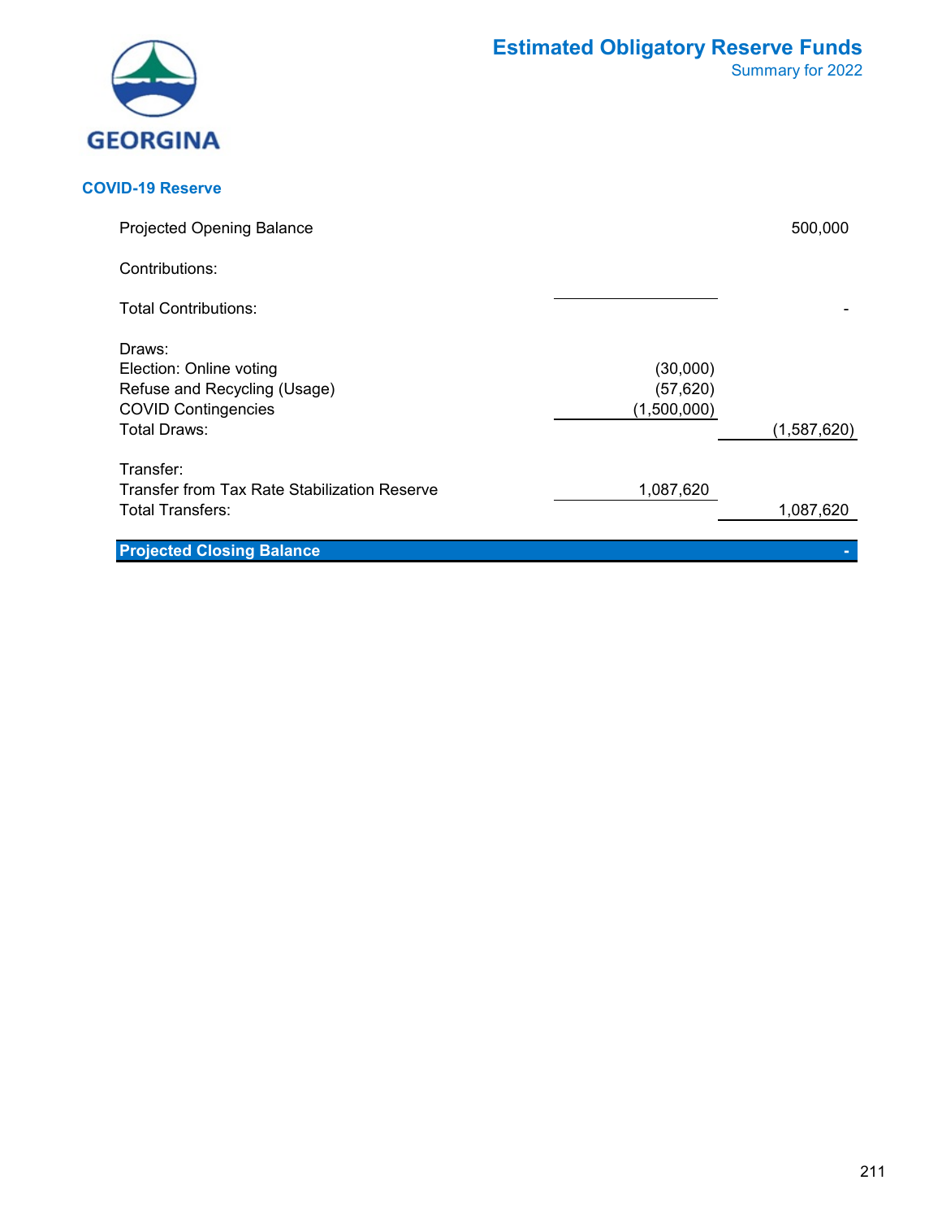# Estimated Obligatory Reserve Funds

Summary for 2022

GEORGINA

## COVID-19 Reserve

| | | |
|---|---|---|
| Projected Opening Balance | | 500,000 |
| Contributions: | | |
| Total Contributions: | | - |
| Draws: | | |
| Election: Online voting | (30,000) | |
| Refuse and Recycling (Usage) | (57,620) | |
| COVID Contingencies | (1,500,000) | |
| Total Draws: | | (1,587,620) |
| Transfer: | | |
| Transfer from Tax Rate Stabilization Reserve | 1,087,620 | |
| Total Transfers: | | 1,087,620 |
| **Projected Closing Balance** | | **-** |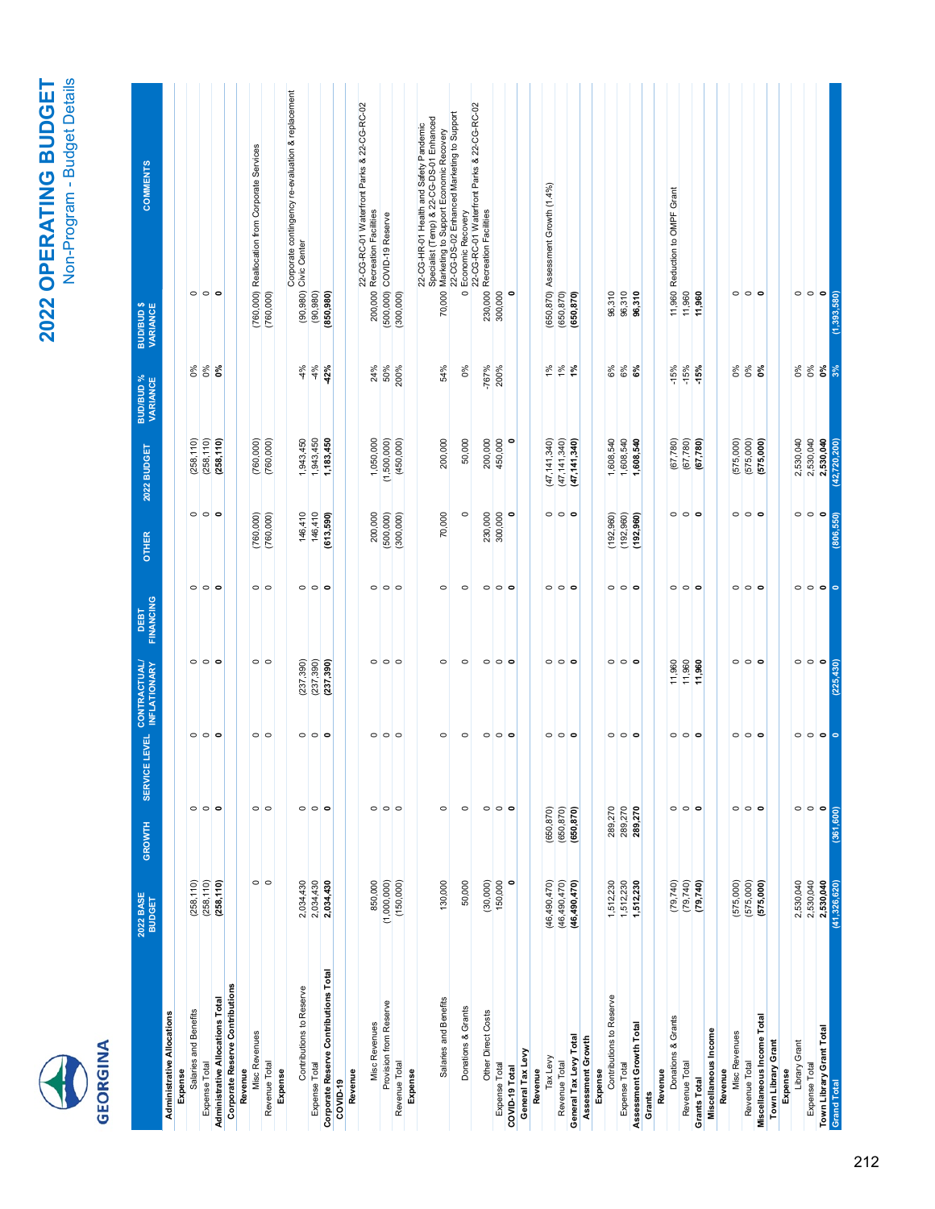# 2022 OPERATING BUDGET

## Non-Program - Budget Details

| | 2022 BASE BUDGET | GROWTH | SERVICE LEVEL | CONTRACTUAL/ INFLATIONARY | DEBT FINANCING | OTHER | 2022 BUDGET | BUD/BUD % VARIANCE | BUD/BUD $ VARIANCE | COMMENTS |
|---|---|---|---|---|---|---|---|---|---|---|
| **Administrative Allocations** | | | | | | | | | | |
| **Expense** | | | | | | | | | | |
| Salaries and Benefits | (258,110) | 0 | 0 | 0 | 0 | 0 | (258,110) | 0% | 0 | |
| Expense Total | (258,110) | 0 | 0 | 0 | 0 | 0 | (258,110) | 0% | 0 | |
| **Administrative Allocations Total** | **(258,110)** | **0** | **0** | **0** | **0** | **0** | **(258,110)** | **0%** | **0** | |
| **Corporate Reserve Contributions** | | | | | | | | | | |
| **Revenue** | | | | | | | | | | |
| Misc Revenues | 0 | | 0 | 0 | 0 | (760,000) | (760,000) | | (760,000) | Reallocation from Corporate Services |
| Revenue Total | 0 | | 0 | 0 | 0 | (760,000) | (760,000) | | (760,000) | |
| **Expense** | | | | | | | | | | |
| Contributions to Reserve | 2,034,430 | | 0 | (237,390) | 0 | 146,410 | 1,943,450 | -4% | (90,980) | Corporate contingency re-evaluation & replacement Civic Center |
| Expense Total | 2,034,430 | | 0 | (237,390) | 0 | 146,410 | 1,943,450 | -4% | (90,980) | |
| **Corporate Reserve Contributions Total** | **2,034,430** | | **0** | **(237,390)** | **0** | **(613,590)** | **1,183,450** | **-42%** | **(850,980)** | |
| **COVID-19** | | | | | | | | | | |
| **Revenue** | | | | | | | | | | |
| Misc Revenues | 850,000 | | 0 | 0 | 0 | 200,000 | 1,050,000 | 24% | 200,000 | 22-CG-RC-01 Waterfront Parks & 22-CG-RC-02 Recreation Facilities |
| Provision from Reserve | (1,000,000) | | 0 | 0 | 0 | (500,000) | (1,500,000) | 50% | (500,000) | COVID-19 Reserve |
| Revenue Total | (150,000) | | 0 | 0 | 0 | (300,000) | (450,000) | 200% | (300,000) | |
| **Expense** | | | | | | | | | | |
| Salaries and Benefits | 130,000 | | 0 | 0 | 0 | 70,000 | 200,000 | 54% | 70,000 | 22-CG-HR-01 Health and Safety Pandemic Specialist (Temp) & 22-CG-DS-01 Enhanced Marketing to Support Economic Recovery |
| Donations & Grants | 50,000 | | 0 | 0 | 0 | 0 | 50,000 | 0% | 0 | 22-CG-DS-02 Enhanced Marketing to Support Economic Recovery |
| Other Direct Costs | (30,000) | | 0 | 0 | 0 | 230,000 | 200,000 | -767% | 230,000 | 22-CG-RC-01 Waterfront Parks & 22-CG-RC-02 Recreation Facilities |
| Expense Total | 150,000 | | 0 | 0 | 0 | 300,000 | 450,000 | 200% | 300,000 | |
| **COVID-19 Total** | **0** | | **0** | **0** | **0** | **0** | **0** | | **0** | |
| **General Tax Levy** | | | | | | | | | | |
| **Revenue** | | | | | | | | | | |
| Tax Levy | (46,490,470) | (650,870) | 0 | 0 | 0 | 0 | (47,141,340) | 1% | (650,870) | Assessment Growth (1.4%) |
| Revenue Total | (46,490,470) | (650,870) | 0 | 0 | 0 | 0 | (47,141,340) | 1% | (650,870) | |
| **General Tax Levy Total** | **(46,490,470)** | **(650,870)** | **0** | **0** | **0** | **0** | **(47,141,340)** | **1%** | **(650,870)** | |
| **Assessment Growth** | | | | | | | | | | |
| **Expense** | | | | | | | | | | |
| Contributions to Reserve | 1,512,230 | 289,270 | 0 | 0 | 0 | (192,960) | 1,608,540 | 6% | 96,310 | |
| Expense Total | 1,512,230 | 289,270 | 0 | 0 | 0 | (192,960) | 1,608,540 | 6% | 96,310 | |
| **Assessment Growth Total** | **1,512,230** | **289,270** | **0** | **0** | **0** | **(192,960)** | **1,608,540** | **6%** | **96,310** | |
| **Grants** | | | | | | | | | | |
| **Revenue** | | | | | | | | | | |
| Donations & Grants | (79,740) | 0 | 0 | 11,960 | 0 | 0 | (67,780) | -15% | 11,960 | Reduction to OMPF Grant |
| Revenue Total | (79,740) | 0 | 0 | 11,960 | 0 | 0 | (67,780) | -15% | 11,960 | |
| **Grants Total** | **(79,740)** | **0** | **0** | **11,960** | **0** | **0** | **(67,780)** | **-15%** | **11,960** | |
| **Miscellaneous Income** | | | | | | | | | | |
| **Revenue** | | | | | | | | | | |
| Misc Revenues | (575,000) | 0 | 0 | 0 | 0 | 0 | (575,000) | 0% | 0 | |
| Revenue Total | (575,000) | 0 | 0 | 0 | 0 | 0 | (575,000) | 0% | 0 | |
| **Miscellaneous Income Total** | **(575,000)** | **0** | **0** | **0** | **0** | **0** | **(575,000)** | **0%** | **0** | |
| **Town Library Grant** | | | | | | | | | | |
| **Expense** | | | | | | | | | | |
| Library Grant | 2,530,040 | 0 | 0 | 0 | 0 | 0 | 2,530,040 | 0% | 0 | |
| Expense Total | 2,530,040 | 0 | 0 | 0 | 0 | 0 | 2,530,040 | 0% | 0 | |
| **Town Library Grant Total** | **2,530,040** | **0** | **0** | **0** | **0** | **0** | **2,530,040** | **0%** | **0** | |
| **Grand Total** | **(41,326,620)** | **(361,600)** | **0** | **(225,430)** | **0** | **(806,550)** | **(42,720,200)** | **3%** | **(1,393,580)** | |